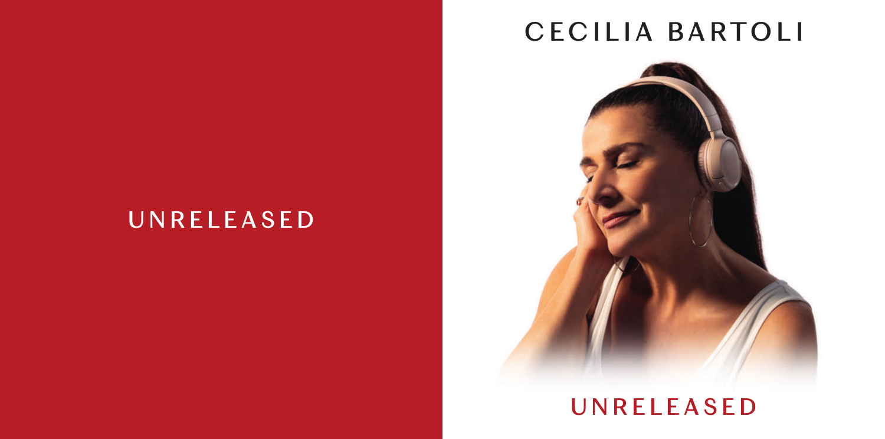UNRELEASED

# CECILIA BARTOLI

UNRELEASED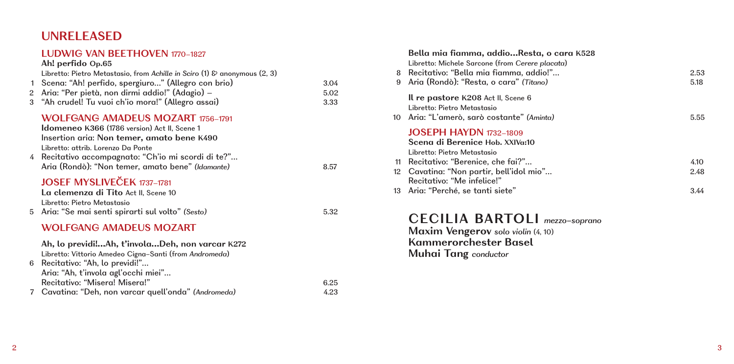# UNRELEASED

## LUDWIG VAN BEETHOVEN 1770–1827

**Ah! perfido Op.65**
Libretto: Pietro Metastasio, from *Achille in Sciro* (1) & anonymous (2, 3)

| | | |
|---|---|---|
| 1 | Scena: "Ah! perfido, spergiuro…" (Allegro con brio) | 3.04 |
| 2 | Aria: "Per pietà, non dirmi addio!" (Adagio) – | 5.02 |
| 3 | "Ah crudel! Tu vuoi ch'io mora!" (Allegro assai) | 3.33 |

## WOLFGANG AMADEUS MOZART 1756–1791

**Idomeneo K366** (1786 version) Act II, Scene 1
**Insertion aria: Non temer, amato bene K490**
Libretto: attrib. Lorenzo Da Ponte

| | | |
|---|---|---|
| 4 | Recitativo accompagnato: "Ch'io mi scordi di te?"… Aria (Rondò): "Non temer, amato bene" *(Idamante)* | 8.57 |

## JOSEF MYSLIVEČEK 1737–1781

**La clemenza di Tito** Act II, Scene 10
Libretto: Pietro Metastasio

| | | |
|---|---|---|
| 5 | Aria: "Se mai senti spirarti sul volto" *(Sesto)* | 5.32 |

## WOLFGANG AMADEUS MOZART

**Ah, lo previdi!…Ah, t'invola…Deh, non varcar K272**
Libretto: Vittorio Amedeo Cigna-Santi (from *Andromeda*)

| | | |
|---|---|---|
| 6 | Recitativo: "Ah, lo previdi!"… Aria: "Ah, t'invola agl'occhi miei"… Recitativo: "Misera! Misera!" | 6.25 |
| 7 | Cavatina: "Deh, non varcar quell'onda" *(Andromeda)* | 4.23 |

**Bella mia fiamma, addio…Resta, o cara K528**
Libretto: Michele Sarcone (from *Cerere placata*)

| | | |
|---|---|---|
| 8 | Recitativo: "Bella mia fiamma, addio!"… | 2.53 |
| 9 | Aria (Rondò): "Resta, o cara" *(Titano)* | 5.18 |

**Il re pastore K208** Act II, Scene 6
Libretto: Pietro Metastasio

| | | |
|---|---|---|
| 10 | Aria: "L'amerò, sarò costante" *(Aminta)* | 5.55 |

## JOSEPH HAYDN 1732–1809

**Scena di Berenice Hob. XXIVa:10**
Libretto: Pietro Metastasio

| | | |
|---|---|---|
| 11 | Recitativo: "Berenice, che fai?"… | 4.10 |
| 12 | Cavatina: "Non partir, bell'idol mio"… Recitativo: "Me infelice!" | 2.48 |
| 13 | Aria: "Perché, se tanti siete" | 3.44 |

**CECILIA BARTOLI** *mezzo-soprano*
**Maxim Vengerov** *solo violin* (4, 10)
**Kammerorchester Basel**
**Muhai Tang** *conductor*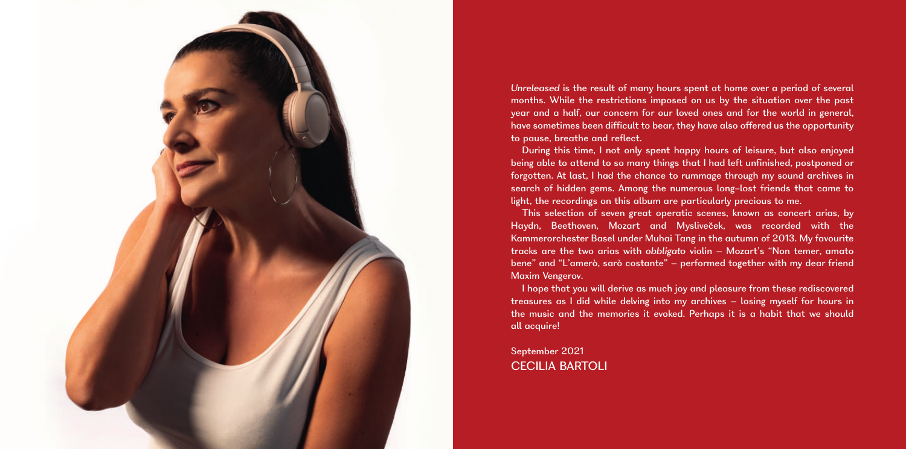*Unreleased* is the result of many hours spent at home over a period of several months. While the restrictions imposed on us by the situation over the past year and a half, our concern for our loved ones and for the world in general, have sometimes been difficult to bear, they have also offered us the opportunity to pause, breathe and reflect.

During this time, I not only spent happy hours of leisure, but also enjoyed being able to attend to so many things that I had left unfinished, postponed or forgotten. At last, I had the chance to rummage through my sound archives in search of hidden gems. Among the numerous long-lost friends that came to light, the recordings on this album are particularly precious to me.

This selection of seven great operatic scenes, known as concert arias, by Haydn, Beethoven, Mozart and Mysliveček, was recorded with the Kammerorchester Basel under Muhai Tang in the autumn of 2013. My favourite tracks are the two arias with *obbligato* violin – Mozart's "Non temer, amato bene" and "L'amerò, sarò costante" – performed together with my dear friend Maxim Vengerov.

I hope that you will derive as much joy and pleasure from these rediscovered treasures as I did while delving into my archives – losing myself for hours in the music and the memories it evoked. Perhaps it is a habit that we should all acquire!

September 2021
CECILIA BARTOLI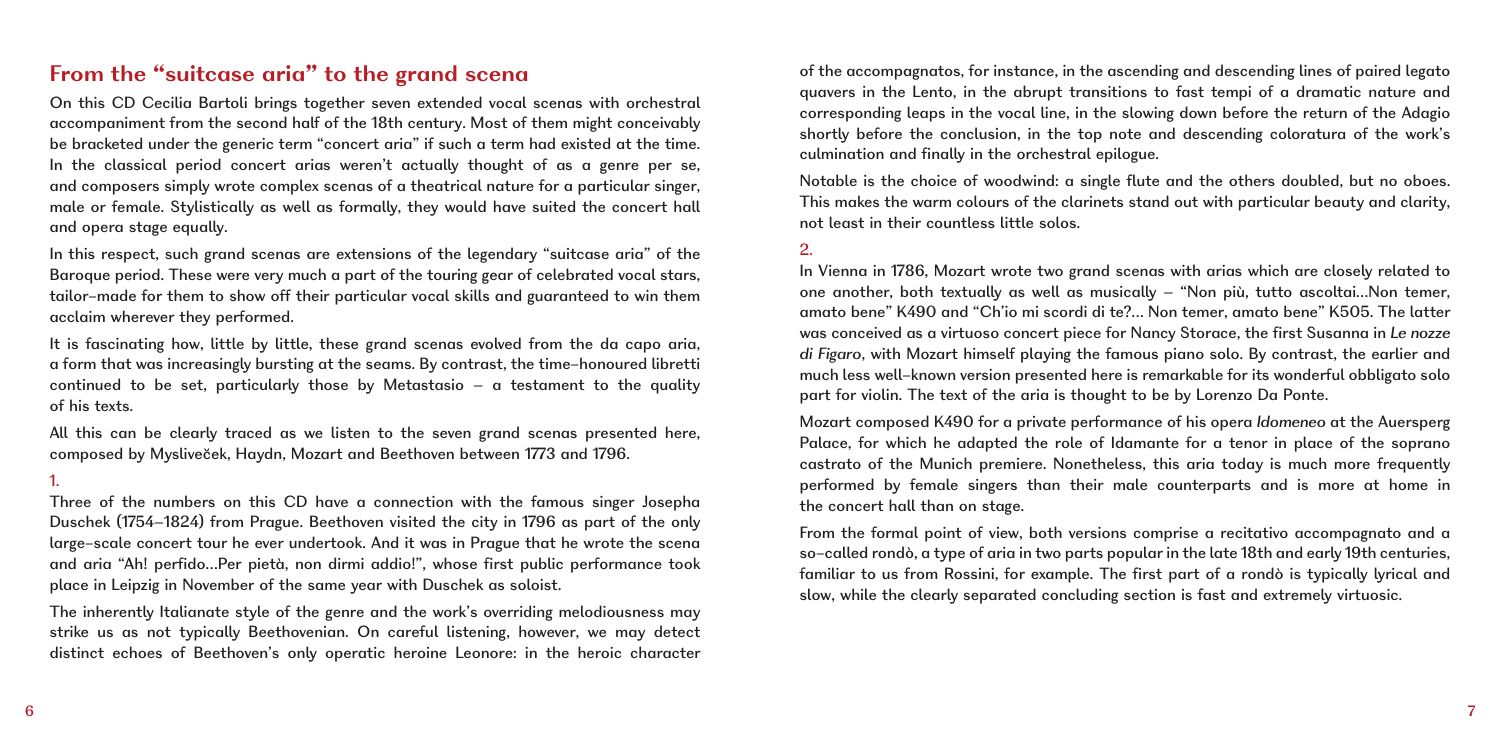## From the "suitcase aria" to the grand scena

On this CD Cecilia Bartoli brings together seven extended vocal scenas with orchestral accompaniment from the second half of the 18th century. Most of them might conceivably be bracketed under the generic term "concert aria" if such a term had existed at the time. In the classical period concert arias weren't actually thought of as a genre per se, and composers simply wrote complex scenas of a theatrical nature for a particular singer, male or female. Stylistically as well as formally, they would have suited the concert hall and opera stage equally.

In this respect, such grand scenas are extensions of the legendary "suitcase aria" of the Baroque period. These were very much a part of the touring gear of celebrated vocal stars, tailor-made for them to show off their particular vocal skills and guaranteed to win them acclaim wherever they performed.

It is fascinating how, little by little, these grand scenas evolved from the da capo aria, a form that was increasingly bursting at the seams. By contrast, the time-honoured libretti continued to be set, particularly those by Metastasio – a testament to the quality of his texts.

All this can be clearly traced as we listen to the seven grand scenas presented here, composed by Mysliveček, Haydn, Mozart and Beethoven between 1773 and 1796.

1.

Three of the numbers on this CD have a connection with the famous singer Josepha Duschek (1754–1824) from Prague. Beethoven visited the city in 1796 as part of the only large-scale concert tour he ever undertook. And it was in Prague that he wrote the scena and aria "Ah! perfido…Per pietà, non dirmi addio!", whose first public performance took place in Leipzig in November of the same year with Duschek as soloist.

The inherently Italianate style of the genre and the work's overriding melodiousness may strike us as not typically Beethovenian. On careful listening, however, we may detect distinct echoes of Beethoven's only operatic heroine Leonore: in the heroic character of the accompagnatos, for instance, in the ascending and descending lines of paired legato quavers in the Lento, in the abrupt transitions to fast tempi of a dramatic nature and corresponding leaps in the vocal line, in the slowing down before the return of the Adagio shortly before the conclusion, in the top note and descending coloratura of the work's culmination and finally in the orchestral epilogue.

Notable is the choice of woodwind: a single flute and the others doubled, but no oboes. This makes the warm colours of the clarinets stand out with particular beauty and clarity, not least in their countless little solos.

2.

In Vienna in 1786, Mozart wrote two grand scenas with arias which are closely related to one another, both textually as well as musically – "Non più, tutto ascoltai…Non temer, amato bene" K490 and "Ch'io mi scordi di te?… Non temer, amato bene" K505. The latter was conceived as a virtuoso concert piece for Nancy Storace, the first Susanna in *Le nozze di Figaro*, with Mozart himself playing the famous piano solo. By contrast, the earlier and much less well-known version presented here is remarkable for its wonderful obbligato solo part for violin. The text of the aria is thought to be by Lorenzo Da Ponte.

Mozart composed K490 for a private performance of his opera *Idomeneo* at the Auersperg Palace, for which he adapted the role of Idamante for a tenor in place of the soprano castrato of the Munich premiere. Nonetheless, this aria today is much more frequently performed by female singers than their male counterparts and is more at home in the concert hall than on stage.

From the formal point of view, both versions comprise a recitativo accompagnato and a so-called rondò, a type of aria in two parts popular in the late 18th and early 19th centuries, familiar to us from Rossini, for example. The first part of a rondò is typically lyrical and slow, while the clearly separated concluding section is fast and extremely virtuosic.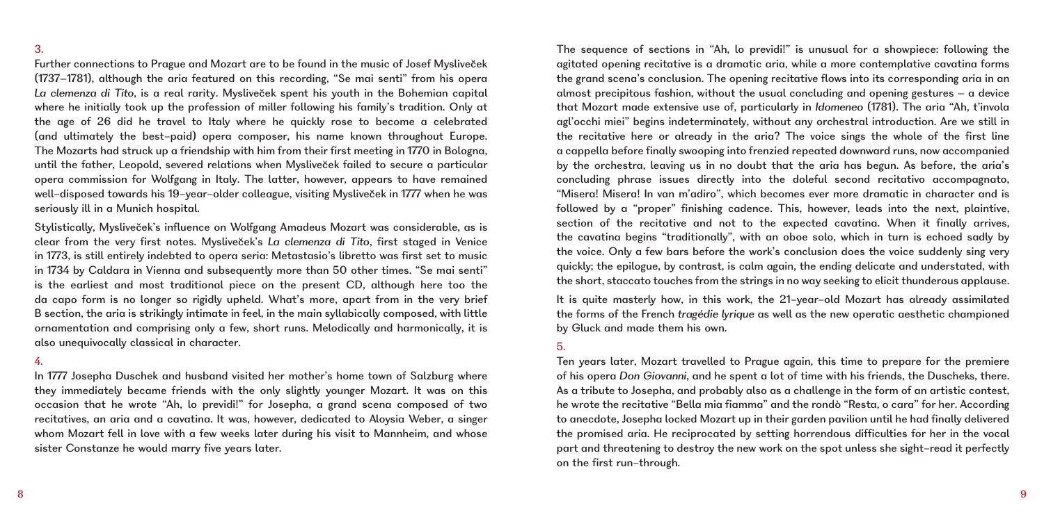## 3.

Further connections to Prague and Mozart are to be found in the music of Josef Mysliveček (1737–1781), although the aria featured on this recording, "Se mai senti" from his opera *La clemenza di Tito*, is a real rarity. Mysliveček spent his youth in the Bohemian capital where he initially took up the profession of miller following his family's tradition. Only at the age of 26 did he travel to Italy where he quickly rose to become a celebrated (and ultimately the best-paid) opera composer, his name known throughout Europe. The Mozarts had struck up a friendship with him from their first meeting in 1770 in Bologna, until the father, Leopold, severed relations when Mysliveček failed to secure a particular opera commission for Wolfgang in Italy. The latter, however, appears to have remained well-disposed towards his 19-year-older colleague, visiting Mysliveček in 1777 when he was seriously ill in a Munich hospital.

Stylistically, Mysliveček's influence on Wolfgang Amadeus Mozart was considerable, as is clear from the very first notes. Mysliveček's *La clemenza di Tito*, first staged in Venice in 1773, is still entirely indebted to opera seria: Metastasio's libretto was first set to music in 1734 by Caldara in Vienna and subsequently more than 50 other times. "Se mai senti" is the earliest and most traditional piece on the present CD, although here too the da capo form is no longer so rigidly upheld. What's more, apart from in the very brief B section, the aria is strikingly intimate in feel, in the main syllabically composed, with little ornamentation and comprising only a few, short runs. Melodically and harmonically, it is also unequivocally classical in character.

## 4.

In 1777 Josepha Duschek and husband visited her mother's home town of Salzburg where they immediately became friends with the only slightly younger Mozart. It was on this occasion that he wrote "Ah, lo previdi!" for Josepha, a grand scena composed of two recitatives, an aria and a cavatina. It was, however, dedicated to Aloysia Weber, a singer whom Mozart fell in love with a few weeks later during his visit to Mannheim, and whose sister Constanze he would marry five years later.

The sequence of sections in "Ah, lo previdi!" is unusual for a showpiece: following the agitated opening recitative is a dramatic aria, while a more contemplative cavatina forms the grand scena's conclusion. The opening recitative flows into its corresponding aria in an almost precipitous fashion, without the usual concluding and opening gestures – a device that Mozart made extensive use of, particularly in *Idomeneo* (1781). The aria "Ah, t'invola agl'occhi miei" begins indeterminately, without any orchestral introduction. Are we still in the recitative here or already in the aria? The voice sings the whole of the first line a cappella before finally swooping into frenzied repeated downward runs, now accompanied by the orchestra, leaving us in no doubt that the aria has begun. As before, the aria's concluding phrase issues directly into the doleful second recitativo accompagnato, "Misera! Misera! In van m'adiro", which becomes ever more dramatic in character and is followed by a "proper" finishing cadence. This, however, leads into the next, plaintive, section of the recitative and not to the expected cavatina. When it finally arrives, the cavatina begins "traditionally", with an oboe solo, which in turn is echoed sadly by the voice. Only a few bars before the work's conclusion does the voice suddenly sing very quickly; the epilogue, by contrast, is calm again, the ending delicate and understated, with the short, staccato touches from the strings in no way seeking to elicit thunderous applause.

It is quite masterly how, in this work, the 21-year-old Mozart has already assimilated the forms of the French *tragédie lyrique* as well as the new operatic aesthetic championed by Gluck and made them his own.

## 5.

Ten years later, Mozart travelled to Prague again, this time to prepare for the premiere of his opera *Don Giovanni*, and he spent a lot of time with his friends, the Duscheks, there. As a tribute to Josepha, and probably also as a challenge in the form of an artistic contest, he wrote the recitative "Bella mia fiamma" and the rondò "Resta, o cara" for her. According to anecdote, Josepha locked Mozart up in their garden pavilion until he had finally delivered the promised aria. He reciprocated by setting horrendous difficulties for her in the vocal part and threatening to destroy the new work on the spot unless she sight-read it perfectly on the first run-through.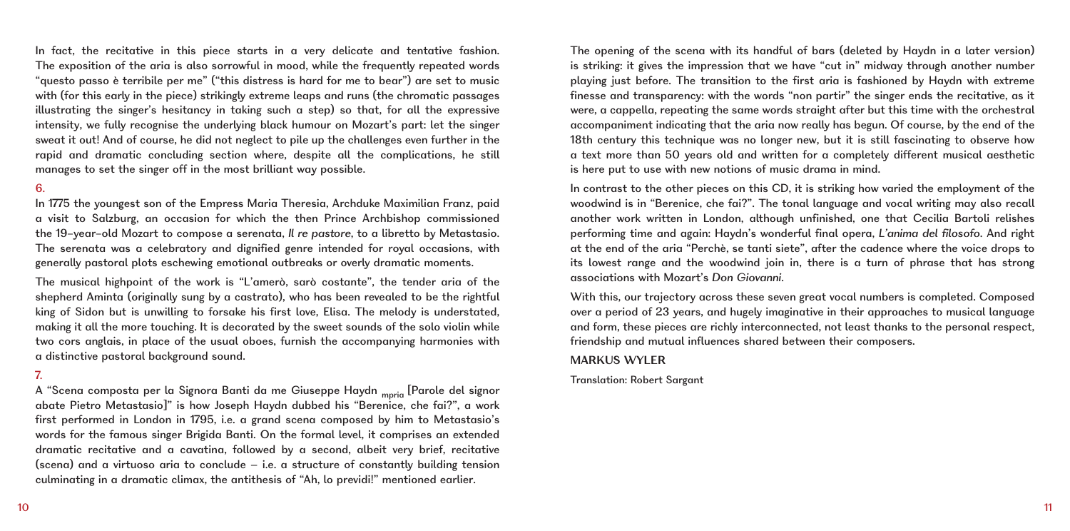In fact, the recitative in this piece starts in a very delicate and tentative fashion. The exposition of the aria is also sorrowful in mood, while the frequently repeated words "questo passo è terribile per me" ("this distress is hard for me to bear") are set to music with (for this early in the piece) strikingly extreme leaps and runs (the chromatic passages illustrating the singer's hesitancy in taking such a step) so that, for all the expressive intensity, we fully recognise the underlying black humour on Mozart's part: let the singer sweat it out! And of course, he did not neglect to pile up the challenges even further in the rapid and dramatic concluding section where, despite all the complications, he still manages to set the singer off in the most brilliant way possible.

## 6.

In 1775 the youngest son of the Empress Maria Theresia, Archduke Maximilian Franz, paid a visit to Salzburg, an occasion for which the then Prince Archbishop commissioned the 19-year-old Mozart to compose a serenata, *Il re pastore*, to a libretto by Metastasio. The serenata was a celebratory and dignified genre intended for royal occasions, with generally pastoral plots eschewing emotional outbreaks or overly dramatic moments.

The musical highpoint of the work is "L'amerò, sarò costante", the tender aria of the shepherd Aminta (originally sung by a castrato), who has been revealed to be the rightful king of Sidon but is unwilling to forsake his first love, Elisa. The melody is understated, making it all the more touching. It is decorated by the sweet sounds of the solo violin while two cors anglais, in place of the usual oboes, furnish the accompanying harmonies with a distinctive pastoral background sound.

## 7.

A "Scena composta per la Signora Banti da me Giuseppe Haydn mpria [Parole del signor abate Pietro Metastasio]" is how Joseph Haydn dubbed his "Berenice, che fai?", a work first performed in London in 1795, i.e. a grand scena composed by him to Metastasio's words for the famous singer Brigida Banti. On the formal level, it comprises an extended dramatic recitative and a cavatina, followed by a second, albeit very brief, recitative (scena) and a virtuoso aria to conclude – i.e. a structure of constantly building tension culminating in a dramatic climax, the antithesis of "Ah, lo previdi!" mentioned earlier.

The opening of the scena with its handful of bars (deleted by Haydn in a later version) is striking: it gives the impression that we have "cut in" midway through another number playing just before. The transition to the first aria is fashioned by Haydn with extreme finesse and transparency: with the words "non partir" the singer ends the recitative, as it were, a cappella, repeating the same words straight after but this time with the orchestral accompaniment indicating that the aria now really has begun. Of course, by the end of the 18th century this technique was no longer new, but it is still fascinating to observe how a text more than 50 years old and written for a completely different musical aesthetic is here put to use with new notions of music drama in mind.

In contrast to the other pieces on this CD, it is striking how varied the employment of the woodwind is in "Berenice, che fai?". The tonal language and vocal writing may also recall another work written in London, although unfinished, one that Cecilia Bartoli relishes performing time and again: Haydn's wonderful final opera, *L'anima del filosofo*. And right at the end of the aria "Perchè, se tanti siete", after the cadence where the voice drops to its lowest range and the woodwind join in, there is a turn of phrase that has strong associations with Mozart's *Don Giovanni*.

With this, our trajectory across these seven great vocal numbers is completed. Composed over a period of 23 years, and hugely imaginative in their approaches to musical language and form, these pieces are richly interconnected, not least thanks to the personal respect, friendship and mutual influences shared between their composers.

MARKUS WYLER

Translation: Robert Sargant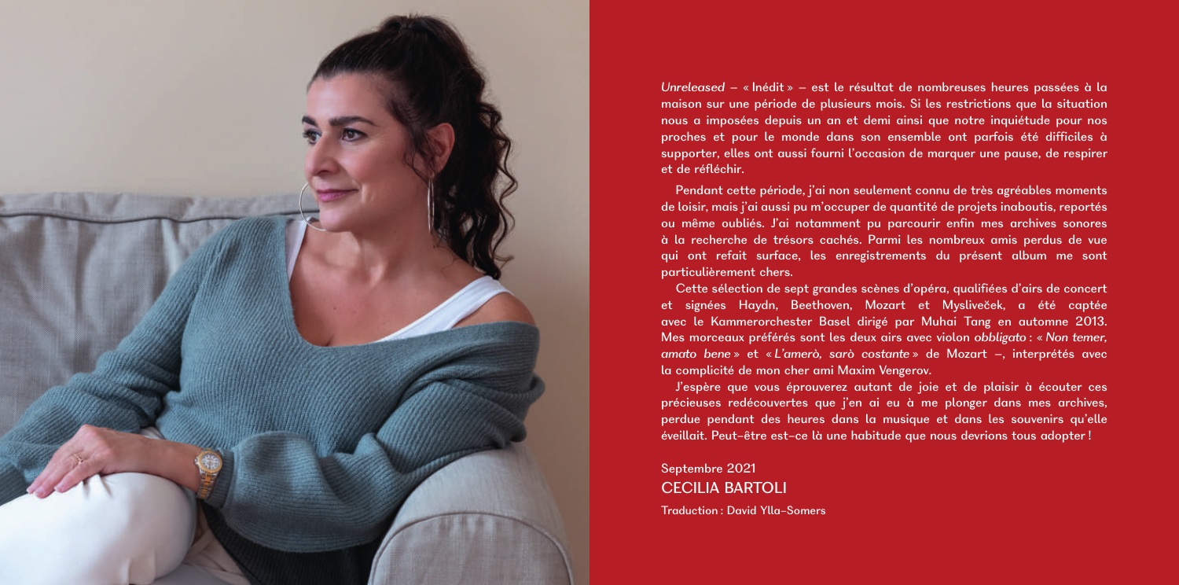*Unreleased* – « Inédit » – est le résultat de nombreuses heures passées à la maison sur une période de plusieurs mois. Si les restrictions que la situation nous a imposées depuis un an et demi ainsi que notre inquiétude pour nos proches et pour le monde dans son ensemble ont parfois été difficiles à supporter, elles ont aussi fourni l'occasion de marquer une pause, de respirer et de réfléchir.

Pendant cette période, j'ai non seulement connu de très agréables moments de loisir, mais j'ai aussi pu m'occuper de quantité de projets inaboutis, reportés ou même oubliés. J'ai notamment pu parcourir enfin mes archives sonores à la recherche de trésors cachés. Parmi les nombreux amis perdus de vue qui ont refait surface, les enregistrements du présent album me sont particulièrement chers.

Cette sélection de sept grandes scènes d'opéra, qualifiées d'airs de concert et signées Haydn, Beethoven, Mozart et Mysliveček, a été captée avec le Kammerorchester Basel dirigé par Muhai Tang en automne 2013. Mes morceaux préférés sont les deux airs avec violon *obbligato* : « *Non temer, amato bene* » et « *L'amerò, sarò costante* » de Mozart –, interprétés avec la complicité de mon cher ami Maxim Vengerov.

J'espère que vous éprouverez autant de joie et de plaisir à écouter ces précieuses redécouvertes que j'en ai eu à me plonger dans mes archives, perdue pendant des heures dans la musique et dans les souvenirs qu'elle éveillait. Peut-être est-ce là une habitude que nous devrions tous adopter !

Septembre 2021
CECILIA BARTOLI

Traduction : David Ylla-Somers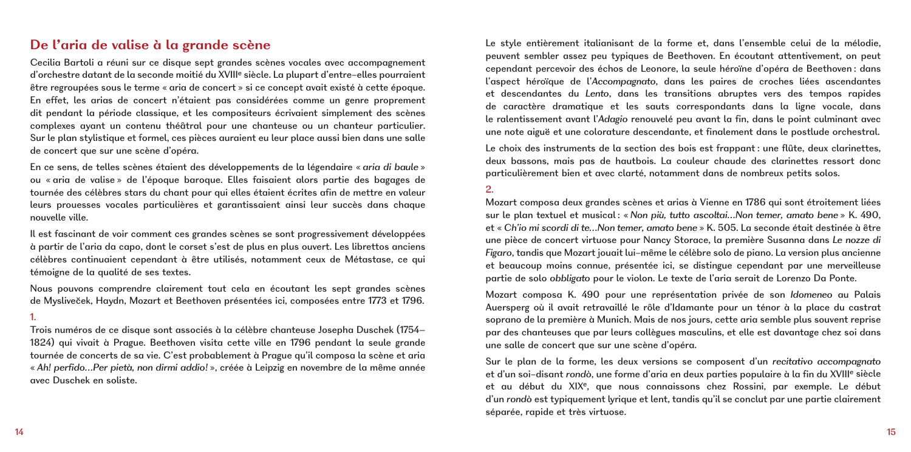## De l'aria de valise à la grande scène

Cecilia Bartoli a réuni sur ce disque sept grandes scènes vocales avec accompagnement d'orchestre datant de la seconde moitié du XVIIIe siècle. La plupart d'entre-elles pourraient être regroupées sous le terme « aria de concert » si ce concept avait existé à cette époque. En effet, les arias de concert n'étaient pas considérées comme un genre proprement dit pendant la période classique, et les compositeurs écrivaient simplement des scènes complexes ayant un contenu théâtral pour une chanteuse ou un chanteur particulier. Sur le plan stylistique et formel, ces pièces auraient eu leur place aussi bien dans une salle de concert que sur une scène d'opéra.

En ce sens, de telles scènes étaient des développements de la légendaire « *aria di baule* » ou « aria de valise » de l'époque baroque. Elles faisaient alors partie des bagages de tournée des célèbres stars du chant pour qui elles étaient écrites afin de mettre en valeur leurs prouesses vocales particulières et garantissaient ainsi leur succès dans chaque nouvelle ville.

Il est fascinant de voir comment ces grandes scènes se sont progressivement développées à partir de l'aria da capo, dont le corset s'est de plus en plus ouvert. Les librettos anciens célèbres continuaient cependant à être utilisés, notamment ceux de Métastase, ce qui témoigne de la qualité de ses textes.

Nous pouvons comprendre clairement tout cela en écoutant les sept grandes scènes de Mysliveček, Haydn, Mozart et Beethoven présentées ici, composées entre 1773 et 1796.

**1.**

Trois numéros de ce disque sont associés à la célèbre chanteuse Josepha Duschek (1754–1824) qui vivait à Prague. Beethoven visita cette ville en 1796 pendant la seule grande tournée de concerts de sa vie. C'est probablement à Prague qu'il composa la scène et aria « *Ah! perfido…Per pietà, non dirmi addio!* », créée à Leipzig en novembre de la même année avec Duschek en soliste.

Le style entièrement italianisant de la forme et, dans l'ensemble celui de la mélodie, peuvent sembler assez peu typiques de Beethoven. En écoutant attentivement, on peut cependant percevoir des échos de Leonore, la seule héroïne d'opéra de Beethoven : dans l'aspect héroïque de l'*Accompagnato*, dans les paires de croches liées ascendantes et descendantes du *Lento*, dans les transitions abruptes vers des tempos rapides de caractère dramatique et les sauts correspondants dans la ligne vocale, dans le ralentissement avant l'*Adagio* renouvelé peu avant la fin, dans le point culminant avec une note aiguë et une colorature descendante, et finalement dans le postlude orchestral.

Le choix des instruments de la section des bois est frappant : une flûte, deux clarinettes, deux bassons, mais pas de hautbois. La couleur chaude des clarinettes ressort donc particulièrement bien et avec clarté, notamment dans de nombreux petits solos.

**2.**

Mozart composa deux grandes scènes et arias à Vienne en 1786 qui sont étroitement liées sur le plan textuel et musical : « *Non più, tutto ascoltai…Non temer, amato bene* » K. 490, et « *Ch'io mi scordi di te…Non temer, amato bene* » K. 505. La seconde était destinée à être une pièce de concert virtuose pour Nancy Storace, la première Susanna dans *Le nozze di Figaro*, tandis que Mozart jouait lui-même le célèbre solo de piano. La version plus ancienne et beaucoup moins connue, présentée ici, se distingue cependant par une merveilleuse partie de solo *obbligato* pour le violon. Le texte de l'aria serait de Lorenzo Da Ponte.

Mozart composa K. 490 pour une représentation privée de son *Idomeneo* au Palais Auersperg où il avait retravaillé le rôle d'Idamante pour un ténor à la place du castrat soprano de la première à Munich. Mais de nos jours, cette aria semble plus souvent reprise par des chanteuses que par leurs collègues masculins, et elle est davantage chez soi dans une salle de concert que sur une scène d'opéra.

Sur le plan de la forme, les deux versions se composent d'un *recitativo accompagnato* et d'un soi-disant *rondò*, une forme d'aria en deux parties populaire à la fin du XVIIIe siècle et au début du XIXe, que nous connaissons chez Rossini, par exemple. Le début d'un *rondò* est typiquement lyrique et lent, tandis qu'il se conclut par une partie clairement séparée, rapide et très virtuose.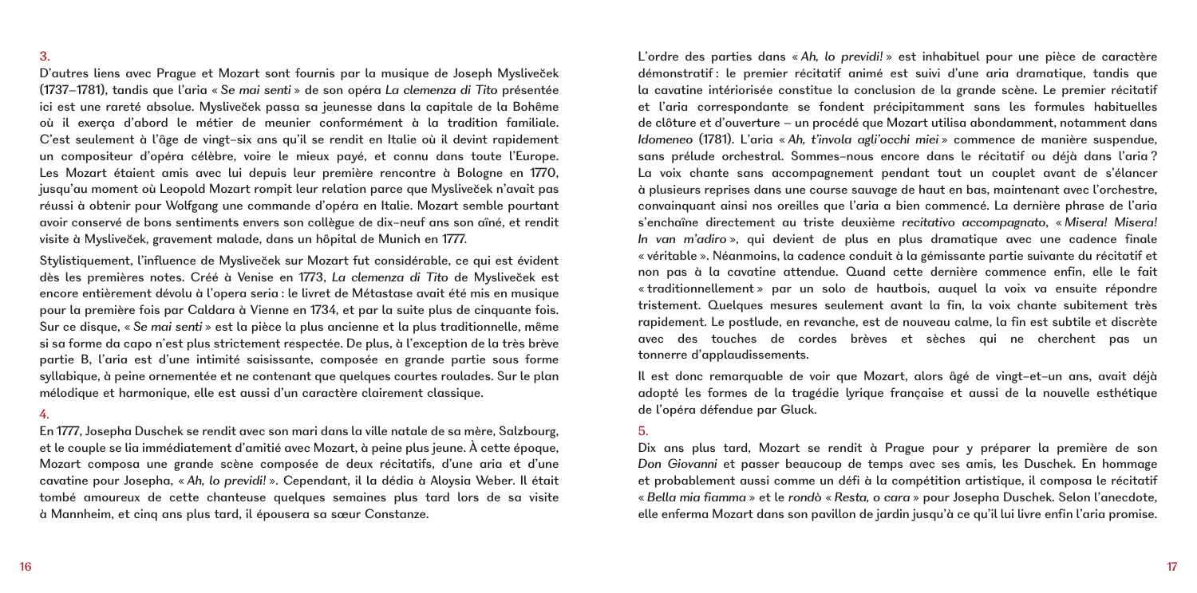### 3.

D'autres liens avec Prague et Mozart sont fournis par la musique de Joseph Mysliveček (1737–1781), tandis que l'aria « *Se mai senti* » de son opéra *La clemenza di Tito* présentée ici est une rareté absolue. Mysliveček passa sa jeunesse dans la capitale de la Bohême où il exerça d'abord le métier de meunier conformément à la tradition familiale. C'est seulement à l'âge de vingt-six ans qu'il se rendit en Italie où il devint rapidement un compositeur d'opéra célèbre, voire le mieux payé, et connu dans toute l'Europe. Les Mozart étaient amis avec lui depuis leur première rencontre à Bologne en 1770, jusqu'au moment où Leopold Mozart rompit leur relation parce que Mysliveček n'avait pas réussi à obtenir pour Wolfgang une commande d'opéra en Italie. Mozart semble pourtant avoir conservé de bons sentiments envers son collègue de dix-neuf ans son aîné, et rendit visite à Mysliveček, gravement malade, dans un hôpital de Munich en 1777.

Stylistiquement, l'influence de Mysliveček sur Mozart fut considérable, ce qui est évident dès les premières notes. Créé à Venise en 1773, *La clemenza di Tito* de Mysliveček est encore entièrement dévolu à l'opera seria : le livret de Métastase avait été mis en musique pour la première fois par Caldara à Vienne en 1734, et par la suite plus de cinquante fois. Sur ce disque, « *Se mai senti* » est la pièce la plus ancienne et la plus traditionnelle, même si sa forme da capo n'est plus strictement respectée. De plus, à l'exception de la très brève partie B, l'aria est d'une intimité saisissante, composée en grande partie sous forme syllabique, à peine ornementée et ne contenant que quelques courtes roulades. Sur le plan mélodique et harmonique, elle est aussi d'un caractère clairement classique.

### 4.

En 1777, Josepha Duschek se rendit avec son mari dans la ville natale de sa mère, Salzbourg, et le couple se lia immédiatement d'amitié avec Mozart, à peine plus jeune. À cette époque, Mozart composa une grande scène composée de deux récitatifs, d'une aria et d'une cavatine pour Josepha, « *Ah, lo previdi!* ». Cependant, il la dédia à Aloysia Weber. Il était tombé amoureux de cette chanteuse quelques semaines plus tard lors de sa visite à Mannheim, et cinq ans plus tard, il épousera sa sœur Constanze.

L'ordre des parties dans « *Ah, lo previdi!* » est inhabituel pour une pièce de caractère démonstratif : le premier récitatif animé est suivi d'une aria dramatique, tandis que la cavatine intériorisée constitue la conclusion de la grande scène. Le premier récitatif et l'aria correspondante se fondent précipitamment sans les formules habituelles de clôture et d'ouverture – un procédé que Mozart utilisa abondamment, notamment dans *Idomeneo* (1781). L'aria « *Ah, t'invola agl'occhi miei* » commence de manière suspendue, sans prélude orchestral. Sommes-nous encore dans le récitatif ou déjà dans l'aria ? La voix chante sans accompagnement pendant tout un couplet avant de s'élancer à plusieurs reprises dans une course sauvage de haut en bas, maintenant avec l'orchestre, convainquant ainsi nos oreilles que l'aria a bien commencé. La dernière phrase de l'aria s'enchaîne directement au triste deuxième *recitativo accompagnato*, « *Misera! Misera! In van m'adiro* », qui devient de plus en plus dramatique avec une cadence finale « véritable ». Néanmoins, la cadence conduit à la gémissante partie suivante du récitatif et non pas à la cavatine attendue. Quand cette dernière commence enfin, elle le fait « traditionnellement » par un solo de hautbois, auquel la voix va ensuite répondre tristement. Quelques mesures seulement avant la fin, la voix chante subitement très rapidement. Le postlude, en revanche, est de nouveau calme, la fin est subtile et discrète avec des touches de cordes brèves et sèches qui ne cherchent pas un tonnerre d'applaudissements.

Il est donc remarquable de voir que Mozart, alors âgé de vingt-et-un ans, avait déjà adopté les formes de la tragédie lyrique française et aussi de la nouvelle esthétique de l'opéra défendue par Gluck.

### 5.

Dix ans plus tard, Mozart se rendit à Prague pour y préparer la première de son *Don Giovanni* et passer beaucoup de temps avec ses amis, les Duschek. En hommage et probablement aussi comme un défi à la compétition artistique, il composa le récitatif « *Bella mia fiamma* » et le *rondò* « *Resta, o cara* » pour Josepha Duschek. Selon l'anecdote, elle enferma Mozart dans son pavillon de jardin jusqu'à ce qu'il lui livre enfin l'aria promise.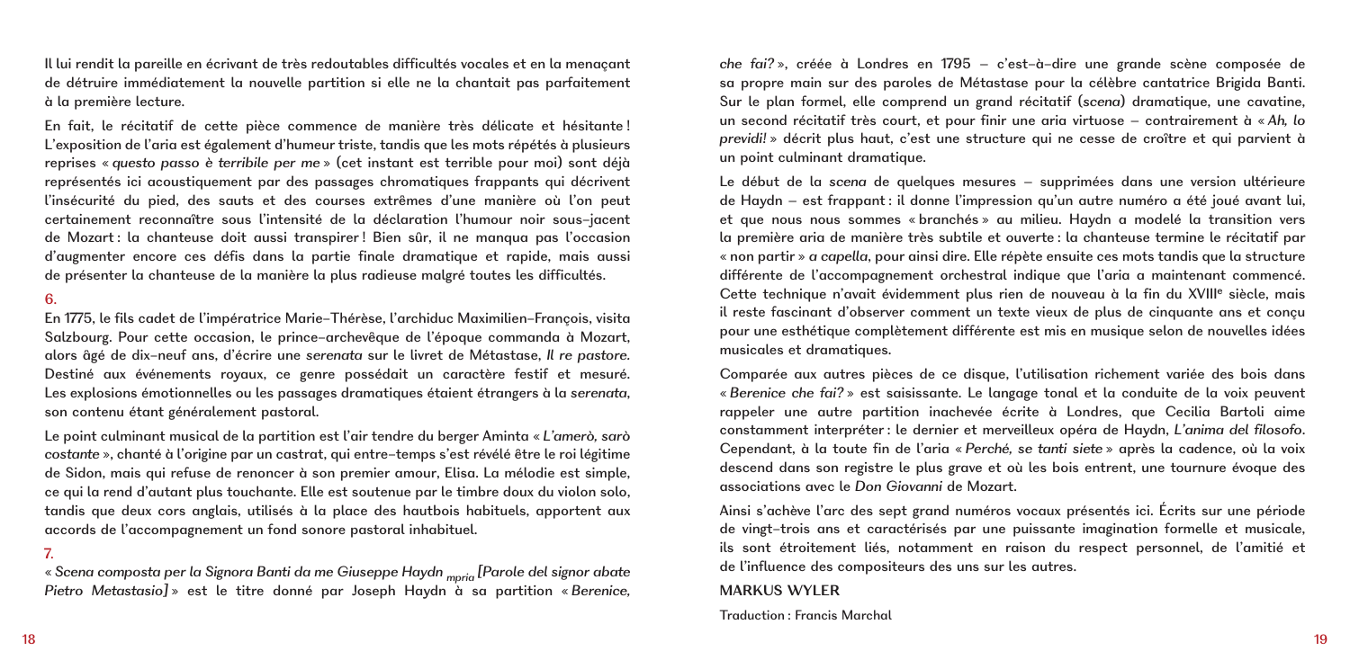Il lui rendit la pareille en écrivant de très redoutables difficultés vocales et en la menaçant de détruire immédiatement la nouvelle partition si elle ne la chantait pas parfaitement à la première lecture.

En fait, le récitatif de cette pièce commence de manière très délicate et hésitante ! L'exposition de l'aria est également d'humeur triste, tandis que les mots répétés à plusieurs reprises « *questo passo è terribile per me* » (cet instant est terrible pour moi) sont déjà représentés ici acoustiquement par des passages chromatiques frappants qui décrivent l'insécurité du pied, des sauts et des courses extrêmes d'une manière où l'on peut certainement reconnaître sous l'intensité de la déclaration l'humour noir sous-jacent de Mozart : la chanteuse doit aussi transpirer ! Bien sûr, il ne manqua pas l'occasion d'augmenter encore ces défis dans la partie finale dramatique et rapide, mais aussi de présenter la chanteuse de la manière la plus radieuse malgré toutes les difficultés.

### 6.

En 1775, le fils cadet de l'impératrice Marie-Thérèse, l'archiduc Maximilien-François, visita Salzbourg. Pour cette occasion, le prince-archevêque de l'époque commanda à Mozart, alors âgé de dix-neuf ans, d'écrire une *serenata* sur le livret de Métastase, *Il re pastore*. Destiné aux événements royaux, ce genre possédait un caractère festif et mesuré. Les explosions émotionnelles ou les passages dramatiques étaient étrangers à la *serenata*, son contenu étant généralement pastoral.

Le point culminant musical de la partition est l'air tendre du berger Aminta « *L'amerò, sarò costante* », chanté à l'origine par un castrat, qui entre-temps s'est révélé être le roi légitime de Sidon, mais qui refuse de renoncer à son premier amour, Elisa. La mélodie est simple, ce qui la rend d'autant plus touchante. Elle est soutenue par le timbre doux du violon solo, tandis que deux cors anglais, utilisés à la place des hautbois habituels, apportent aux accords de l'accompagnement un fond sonore pastoral inhabituel.

### 7.

« *Scena composta per la Signora Banti da me Giuseppe Haydn* $_{mpria}$ *[Parole del signor abate Pietro Metastasio]* » est le titre donné par Joseph Haydn à sa partition « *Berenice, che fai?* », créée à Londres en 1795 – c'est-à-dire une grande scène composée de sa propre main sur des paroles de Métastase pour la célèbre cantatrice Brigida Banti. Sur le plan formel, elle comprend un grand récitatif (*scena*) dramatique, une cavatine, un second récitatif très court, et pour finir une aria virtuose – contrairement à « *Ah, lo previdi!* » décrit plus haut, c'est une structure qui ne cesse de croître et qui parvient à un point culminant dramatique.

Le début de la *scena* de quelques mesures – supprimées dans une version ultérieure de Haydn – est frappant : il donne l'impression qu'un autre numéro a été joué avant lui, et que nous nous sommes « branchés » au milieu. Haydn a modelé la transition vers la première aria de manière très subtile et ouverte : la chanteuse termine le récitatif par « non partir » *a capella*, pour ainsi dire. Elle répète ensuite ces mots tandis que la structure différente de l'accompagnement orchestral indique que l'aria a maintenant commencé. Cette technique n'avait évidemment plus rien de nouveau à la fin du XVIIIe siècle, mais il reste fascinant d'observer comment un texte vieux de plus de cinquante ans et conçu pour une esthétique complètement différente est mis en musique selon de nouvelles idées musicales et dramatiques.

Comparée aux autres pièces de ce disque, l'utilisation richement variée des bois dans « *Berenice che fai?* » est saisissante. Le langage tonal et la conduite de la voix peuvent rappeler une autre partition inachevée écrite à Londres, que Cecilia Bartoli aime constamment interpréter : le dernier et merveilleux opéra de Haydn, *L'anima del filosofo*. Cependant, à la toute fin de l'aria « *Perché, se tanti siete* » après la cadence, où la voix descend dans son registre le plus grave et où les bois entrent, une tournure évoque des associations avec le *Don Giovanni* de Mozart.

Ainsi s'achève l'arc des sept grand numéros vocaux présentés ici. Écrits sur une période de vingt-trois ans et caractérisés par une puissante imagination formelle et musicale, ils sont étroitement liés, notamment en raison du respect personnel, de l'amitié et de l'influence des compositeurs des uns sur les autres.

**MARKUS WYLER**

Traduction : Francis Marchal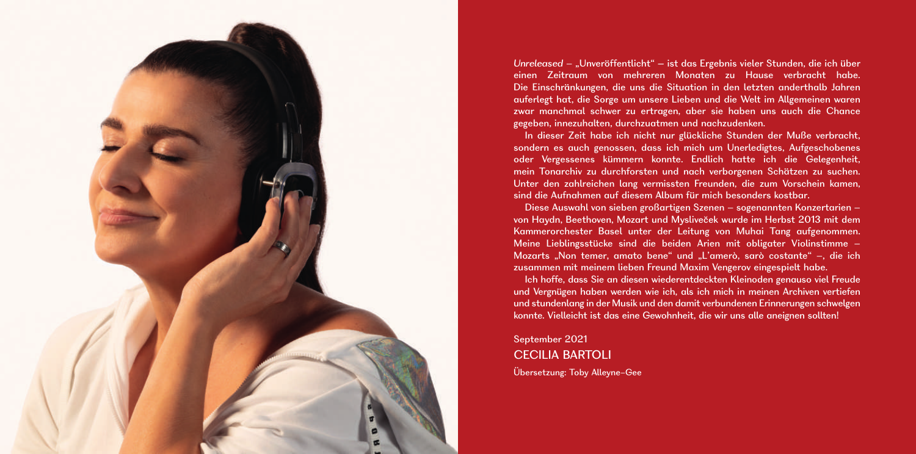*Unreleased* – „Unveröffentlicht" – ist das Ergebnis vieler Stunden, die ich über einen Zeitraum von mehreren Monaten zu Hause verbracht habe. Die Einschränkungen, die uns die Situation in den letzten anderthalb Jahren auferlegt hat, die Sorge um unsere Lieben und die Welt im Allgemeinen waren zwar manchmal schwer zu ertragen, aber sie haben uns auch die Chance gegeben, innezuhalten, durchzuatmen und nachzudenken.

In dieser Zeit habe ich nicht nur glückliche Stunden der Muße verbracht, sondern es auch genossen, dass ich mich um Unerledigtes, Aufgeschobenes oder Vergessenes kümmern konnte. Endlich hatte ich die Gelegenheit, mein Tonarchiv zu durchforsten und nach verborgenen Schätzen zu suchen. Unter den zahlreichen lang vermissten Freunden, die zum Vorschein kamen, sind die Aufnahmen auf diesem Album für mich besonders kostbar.

Diese Auswahl von sieben großartigen Szenen – sogenannten Konzertarien – von Haydn, Beethoven, Mozart und Mysliveček wurde im Herbst 2013 mit dem Kammerorchester Basel unter der Leitung von Muhai Tang aufgenommen. Meine Lieblingsstücke sind die beiden Arien mit obligater Violinstimme – Mozarts „Non temer, amato bene" und „L'amerò, sarò costante" –, die ich zusammen mit meinem lieben Freund Maxim Vengerov eingespielt habe.

Ich hoffe, dass Sie an diesen wiederentdeckten Kleinoden genauso viel Freude und Vergnügen haben werden wie ich, als ich mich in meinen Archiven vertiefen und stundenlang in der Musik und den damit verbundenen Erinnerungen schwelgen konnte. Vielleicht ist das eine Gewohnheit, die wir uns alle aneignen sollten!

September 2021
CECILIA BARTOLI

Übersetzung: Toby Alleyne-Gee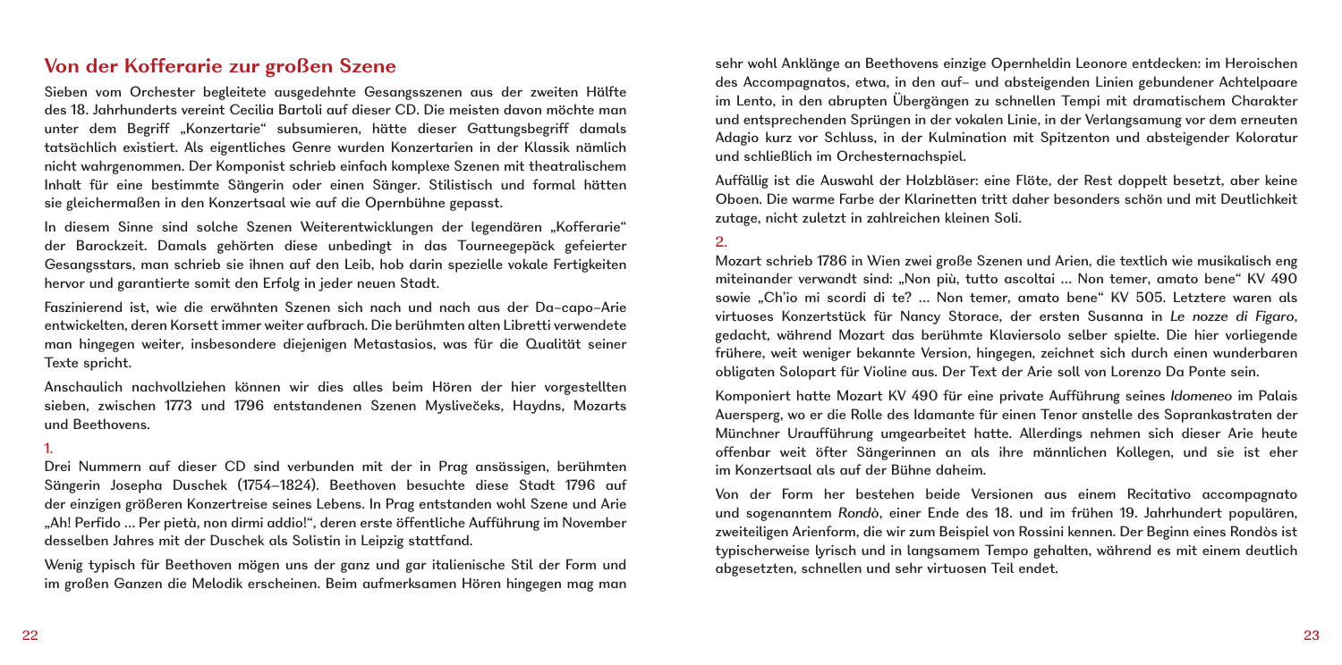## Von der Kofferarie zur großen Szene

Sieben vom Orchester begleitete ausgedehnte Gesangsszenen aus der zweiten Hälfte des 18. Jahrhunderts vereint Cecilia Bartoli auf dieser CD. Die meisten davon möchte man unter dem Begriff „Konzertarie" subsumieren, hätte dieser Gattungsbegriff damals tatsächlich existiert. Als eigentliches Genre wurden Konzertarien in der Klassik nämlich nicht wahrgenommen. Der Komponist schrieb einfach komplexe Szenen mit theatralischem Inhalt für eine bestimmte Sängerin oder einen Sänger. Stilistisch und formal hätten sie gleichermaßen in den Konzertsaal wie auf die Opernbühne gepasst.

In diesem Sinne sind solche Szenen Weiterentwicklungen der legendären „Kofferarie" der Barockzeit. Damals gehörten diese unbedingt in das Tourneegepäck gefeierter Gesangsstars, man schrieb sie ihnen auf den Leib, hob darin spezielle vokale Fertigkeiten hervor und garantierte somit den Erfolg in jeder neuen Stadt.

Faszinierend ist, wie die erwähnten Szenen sich nach und nach aus der Da-capo-Arie entwickelten, deren Korsett immer weiter aufbrach. Die berühmten alten Libretti verwendete man hingegen weiter, insbesondere diejenigen Metastasios, was für die Qualität seiner Texte spricht.

Anschaulich nachvollziehen können wir dies alles beim Hören der hier vorgestellten sieben, zwischen 1773 und 1796 entstandenen Szenen Myslivečeks, Haydns, Mozarts und Beethovens.

### 1.

Drei Nummern auf dieser CD sind verbunden mit der in Prag ansässigen, berühmten Sängerin Josepha Duschek (1754–1824). Beethoven besuchte diese Stadt 1796 auf der einzigen größeren Konzertreise seines Lebens. In Prag entstanden wohl Szene und Arie „Ah! Perfido … Per pietà, non dirmi addio!", deren erste öffentliche Aufführung im November desselben Jahres mit der Duschek als Solistin in Leipzig stattfand.

Wenig typisch für Beethoven mögen uns der ganz und gar italienische Stil der Form und im großen Ganzen die Melodik erscheinen. Beim aufmerksamen Hören hingegen mag man sehr wohl Anklänge an Beethovens einzige Opernheldin Leonore entdecken: im Heroischen des Accompagnatos, etwa, in den auf- und absteigenden Linien gebundener Achtelpaare im Lento, in den abrupten Übergängen zu schnellen Tempi mit dramatischem Charakter und entsprechenden Sprüngen in der vokalen Linie, in der Verlangsamung vor dem erneuten Adagio kurz vor Schluss, in der Kulmination mit Spitzenton und absteigender Koloratur und schließlich im Orchesternachspiel.

Auffällig ist die Auswahl der Holzbläser: eine Flöte, der Rest doppelt besetzt, aber keine Oboen. Die warme Farbe der Klarinetten tritt daher besonders schön und mit Deutlichkeit zutage, nicht zuletzt in zahlreichen kleinen Soli.

### 2.

Mozart schrieb 1786 in Wien zwei große Szenen und Arien, die textlich wie musikalisch eng miteinander verwandt sind: „Non più, tutto ascoltai … Non temer, amato bene" KV 490 sowie „Ch'io mi scordi di te? … Non temer, amato bene" KV 505. Letztere waren als virtuoses Konzertstück für Nancy Storace, der ersten Susanna in *Le nozze di Figaro*, gedacht, während Mozart das berühmte Klaviersolo selber spielte. Die hier vorliegende frühere, weit weniger bekannte Version, hingegen, zeichnet sich durch einen wunderbaren obligaten Solopart für Violine aus. Der Text der Arie soll von Lorenzo Da Ponte sein.

Komponiert hatte Mozart KV 490 für eine private Aufführung seines *Idomeneo* im Palais Auersperg, wo er die Rolle des Idamante für einen Tenor anstelle des Soprankastraten der Münchner Uraufführung umgearbeitet hatte. Allerdings nehmen sich dieser Arie heute offenbar weit öfter Sängerinnen an als ihre männlichen Kollegen, und sie ist eher im Konzertsaal als auf der Bühne daheim.

Von der Form her bestehen beide Versionen aus einem Recitativo accompagnato und sogenanntem *Rondò*, einer Ende des 18. und im frühen 19. Jahrhundert populären, zweiteiligen Arienform, die wir zum Beispiel von Rossini kennen. Der Beginn eines Rondòs ist typischerweise lyrisch und in langsamem Tempo gehalten, während es mit einem deutlich abgesetzten, schnellen und sehr virtuosen Teil endet.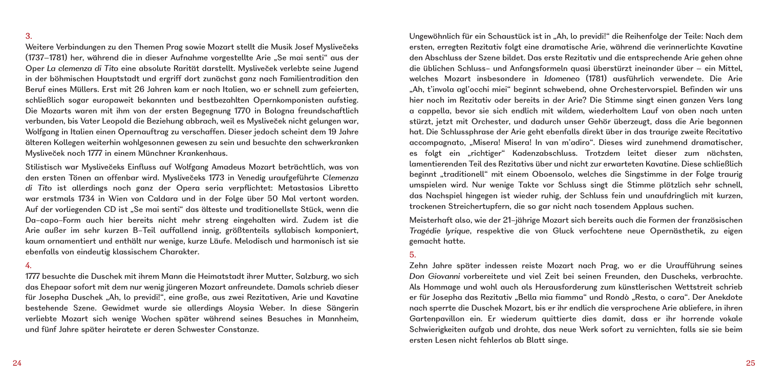### 3.

Weitere Verbindungen zu den Themen Prag sowie Mozart stellt die Musik Josef Myslivečeks (1737–1781) her, während die in dieser Aufnahme vorgestellte Arie „Se mai senti" aus der Oper *La clemenza di Tito* eine absolute Rarität darstellt. Mysliveček verlebte seine Jugend in der böhmischen Hauptstadt und ergriff dort zunächst ganz nach Familientradition den Beruf eines Müllers. Erst mit 26 Jahren kam er nach Italien, wo er schnell zum gefeierten, schließlich sogar europaweit bekannten und bestbezahlten Opernkomponisten aufstieg. Die Mozarts waren mit ihm von der ersten Begegnung 1770 in Bologna freundschaftlich verbunden, bis Vater Leopold die Beziehung abbrach, weil es Mysliveček nicht gelungen war, Wolfgang in Italien einen Opernauftrag zu verschaffen. Dieser jedoch scheint dem 19 Jahre älteren Kollegen weiterhin wohlgesonnen gewesen zu sein und besuchte den schwerkranken Mysliveček noch 1777 in einem Münchner Krankenhaus.

Stilistisch war Myslivečeks Einfluss auf Wolfgang Amadeus Mozart beträchtlich, was von den ersten Tönen an offenbar wird. Myslivečeks 1773 in Venedig uraufgeführte *Clemenza di Tito* ist allerdings noch ganz der Opera seria verpflichtet: Metastasios Libretto war erstmals 1734 in Wien von Caldara und in der Folge über 50 Mal vertont worden. Auf der vorliegenden CD ist „Se mai senti" das älteste und traditionellste Stück, wenn die Da-capo-Form auch hier bereits nicht mehr streng eingehalten wird. Zudem ist die Arie außer im sehr kurzen B-Teil auffallend innig, größtenteils syllabisch komponiert, kaum ornamentiert und enthält nur wenige, kurze Läufe. Melodisch und harmonisch ist sie ebenfalls von eindeutig klassischem Charakter.

### 4.

1777 besuchte die Duschek mit ihrem Mann die Heimatstadt ihrer Mutter, Salzburg, wo sich das Ehepaar sofort mit dem nur wenig jüngeren Mozart anfreundete. Damals schrieb dieser für Josepha Duschek „Ah, lo previdi!", eine große, aus zwei Rezitativen, Arie und Kavatine bestehende Szene. Gewidmet wurde sie allerdings Aloysia Weber. In diese Sängerin verliebte Mozart sich wenige Wochen später während seines Besuches in Mannheim, und fünf Jahre später heiratete er deren Schwester Constanze.

Ungewöhnlich für ein Schaustück ist in „Ah, lo previdi!" die Reihenfolge der Teile: Nach dem ersten, erregten Rezitativ folgt eine dramatische Arie, während die verinnerlichte Kavatine den Abschluss der Szene bildet. Das erste Rezitativ und die entsprechende Arie gehen ohne die üblichen Schluss- und Anfangsformeln quasi überstürzt ineinander über – ein Mittel, welches Mozart insbesondere in *Idomeneo* (1781) ausführlich verwendete. Die Arie „Ah, t'invola agl'occhi miei" beginnt schwebend, ohne Orchestervorspiel. Befinden wir uns hier noch im Rezitativ oder bereits in der Arie? Die Stimme singt einen ganzen Vers lang a cappella, bevor sie sich endlich mit wildem, wiederholtem Lauf von oben nach unten stürzt, jetzt mit Orchester, und dadurch unser Gehör überzeugt, dass die Arie begonnen hat. Die Schlussphrase der Arie geht ebenfalls direkt über in das traurige zweite Recitativo accompagnato, „Misera! Misera! In van m'adiro". Dieses wird zunehmend dramatischer, es folgt ein „richtiger" Kadenzabschluss. Trotzdem leitet dieser zum nächsten, lamentierenden Teil des Rezitativs über und nicht zur erwarteten Kavatine. Diese schließlich beginnt „traditionell" mit einem Oboensolo, welches die Singstimme in der Folge traurig umspielen wird. Nur wenige Takte vor Schluss singt die Stimme plötzlich sehr schnell, das Nachspiel hingegen ist wieder ruhig, der Schluss fein und unaufdringlich mit kurzen, trockenen Streichertupfern, die so gar nicht nach tosendem Applaus suchen.

Meisterhaft also, wie der 21-jährige Mozart sich bereits auch die Formen der französischen *Tragédie lyrique*, respektive die von Gluck verfochtene neue Opernästhetik, zu eigen gemacht hatte.

### 5.

Zehn Jahre später indessen reiste Mozart nach Prag, wo er die Uraufführung seines *Don Giovanni* vorbereitete und viel Zeit bei seinen Freunden, den Duscheks, verbrachte. Als Hommage und wohl auch als Herausforderung zum künstlerischen Wettstreit schrieb er für Josepha das Rezitativ „Bella mia fiamma" und Rondò „Resta, o cara". Der Anekdote nach sperrte die Duschek Mozart, bis er ihr endlich die versprochene Arie abliefere, in ihren Gartenpavillon ein. Er wiederum quittierte dies damit, dass er ihr horrende vokale Schwierigkeiten aufgab und drohte, das neue Werk sofort zu vernichten, falls sie sie beim ersten Lesen nicht fehlerlos ab Blatt singe.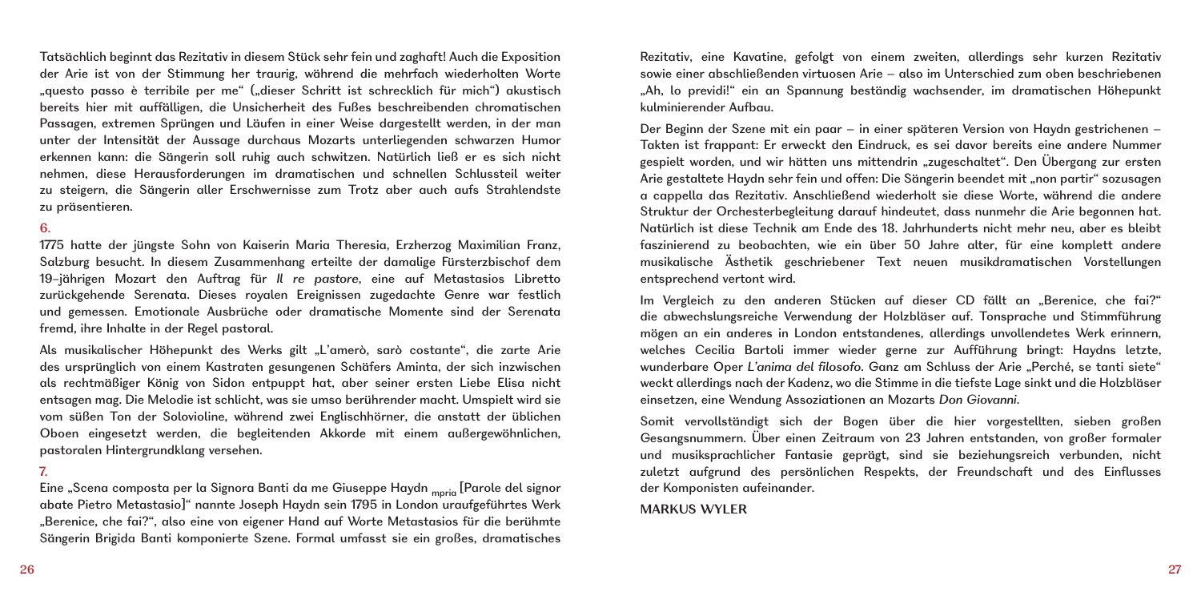Tatsächlich beginnt das Rezitativ in diesem Stück sehr fein und zaghaft! Auch die Exposition der Arie ist von der Stimmung her traurig, während die mehrfach wiederholten Worte „questo passo è terribile per me" („dieser Schritt ist schrecklich für mich") akustisch bereits hier mit auffälligen, die Unsicherheit des Fußes beschreibenden chromatischen Passagen, extremen Sprüngen und Läufen in einer Weise dargestellt werden, in der man unter der Intensität der Aussage durchaus Mozarts unterliegenden schwarzen Humor erkennen kann: die Sängerin soll ruhig auch schwitzen. Natürlich ließ er es sich nicht nehmen, diese Herausforderungen im dramatischen und schnellen Schlussteil weiter zu steigern, die Sängerin aller Erschwernisse zum Trotz aber auch aufs Strahlendste zu präsentieren.

## 6.

1775 hatte der jüngste Sohn von Kaiserin Maria Theresia, Erzherzog Maximilian Franz, Salzburg besucht. In diesem Zusammenhang erteilte der damalige Fürsterzbischof dem 19-jährigen Mozart den Auftrag für *Il re pastore*, eine auf Metastasios Libretto zurückgehende Serenata. Dieses royalen Ereignissen zugedachte Genre war festlich und gemessen. Emotionale Ausbrüche oder dramatische Momente sind der Serenata fremd, ihre Inhalte in der Regel pastoral.

Als musikalischer Höhepunkt des Werks gilt „L'amerò, sarò costante", die zarte Arie des ursprünglich von einem Kastraten gesungenen Schäfers Aminta, der sich inzwischen als rechtmäßiger König von Sidon entpuppt hat, aber seiner ersten Liebe Elisa nicht entsagen mag. Die Melodie ist schlicht, was sie umso berührender macht. Umspielt wird sie vom süßen Ton der Solovioline, während zwei Englischhörner, die anstatt der üblichen Oboen eingesetzt werden, die begleitenden Akkorde mit einem außergewöhnlichen, pastoralen Hintergrundklang versehen.

## 7.

Eine „Scena composta per la Signora Banti da me Giuseppe Haydn mpria [Parole del signor abate Pietro Metastasio]" nannte Joseph Haydn sein 1795 in London uraufgeführtes Werk „Berenice, che fai?", also eine von eigener Hand auf Worte Metastasios für die berühmte Sängerin Brigida Banti komponierte Szene. Formal umfasst sie ein großes, dramatisches Rezitativ, eine Kavatine, gefolgt von einem zweiten, allerdings sehr kurzen Rezitativ sowie einer abschließenden virtuosen Arie – also im Unterschied zum oben beschriebenen „Ah, lo previdi!" ein an Spannung beständig wachsender, im dramatischen Höhepunkt kulminierender Aufbau.

Der Beginn der Szene mit ein paar – in einer späteren Version von Haydn gestrichenen – Takten ist frappant: Er erweckt den Eindruck, es sei davor bereits eine andere Nummer gespielt worden, und wir hätten uns mittendrin „zugeschaltet". Den Übergang zur ersten Arie gestaltete Haydn sehr fein und offen: Die Sängerin beendet mit „non partir" sozusagen a cappella das Rezitativ. Anschließend wiederholt sie diese Worte, während die andere Struktur der Orchesterbegleitung darauf hindeutet, dass nunmehr die Arie begonnen hat. Natürlich ist diese Technik am Ende des 18. Jahrhunderts nicht mehr neu, aber es bleibt faszinierend zu beobachten, wie ein über 50 Jahre alter, für eine komplett andere musikalische Ästhetik geschriebener Text neuen musikdramatischen Vorstellungen entsprechend vertont wird.

Im Vergleich zu den anderen Stücken auf dieser CD fällt an „Berenice, che fai?" die abwechslungsreiche Verwendung der Holzbläser auf. Tonsprache und Stimmführung mögen an ein anderes in London entstandenes, allerdings unvollendetes Werk erinnern, welches Cecilia Bartoli immer wieder gerne zur Aufführung bringt: Haydns letzte, wunderbare Oper *L'anima del filosofo*. Ganz am Schluss der Arie „Perché, se tanti siete" weckt allerdings nach der Kadenz, wo die Stimme in die tiefste Lage sinkt und die Holzbläser einsetzen, eine Wendung Assoziationen an Mozarts *Don Giovanni*.

Somit vervollständigt sich der Bogen über die hier vorgestellten, sieben großen Gesangsnummern. Über einen Zeitraum von 23 Jahren entstanden, von großer formaler und musiksprachlicher Fantasie geprägt, sind sie beziehungsreich verbunden, nicht zuletzt aufgrund des persönlichen Respekts, der Freundschaft und des Einflusses der Komponisten aufeinander.

MARKUS WYLER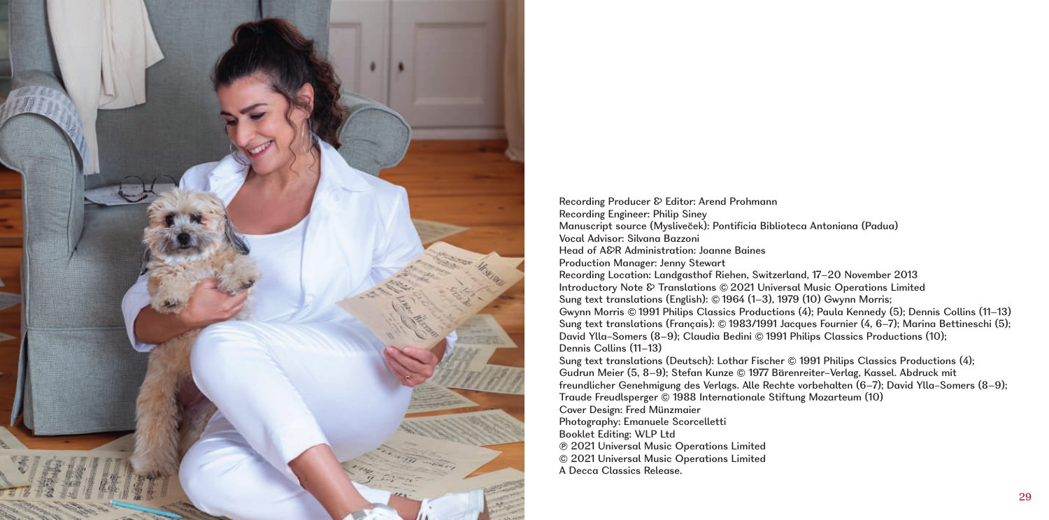Recording Producer & Editor: Arend Prohmann
Recording Engineer: Philip Siney
Manuscript source (Mysliveček): Pontificia Biblioteca Antoniana (Padua)
Vocal Advisor: Silvana Bazzoni
Head of A&R Administration: Joanne Baines
Production Manager: Jenny Stewart
Recording Location: Landgasthof Riehen, Switzerland, 17–20 November 2013
Introductory Note & Translations © 2021 Universal Music Operations Limited
Sung text translations (English): © 1964 (1–3), 1979 (10) Gwynn Morris;
Gwynn Morris © 1991 Philips Classics Productions (4); Paula Kennedy (5); Dennis Collins (11–13)
Sung text translations (Français): © 1983/1991 Jacques Fournier (4, 6–7); Marina Bettineschi (5);
David Ylla-Somers (8–9); Claudia Bedini © 1991 Philips Classics Productions (10);
Dennis Collins (11–13)
Sung text translations (Deutsch): Lothar Fischer © 1991 Philips Classics Productions (4);
Gudrun Meier (5, 8–9); Stefan Kunze © 1977 Bärenreiter-Verlag, Kassel. Abdruck mit
freundlicher Genehmigung des Verlags. Alle Rechte vorbehalten (6–7); David Ylla-Somers (8–9);
Traude Freudlsperger © 1988 Internationale Stiftung Mozarteum (10)
Cover Design: Fred Münzmaier
Photography: Emanuele Scorcelletti
Booklet Editing: WLP Ltd
℗ 2021 Universal Music Operations Limited
© 2021 Universal Music Operations Limited
A Decca Classics Release.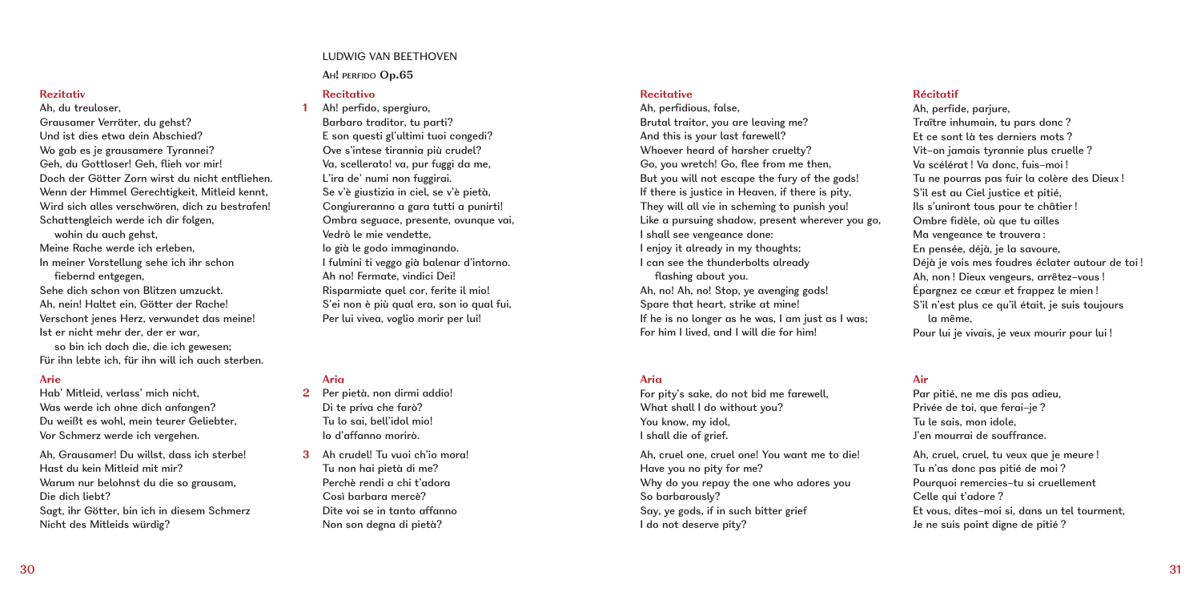## LUDWIG VAN BEETHOVEN

### Ah! perfido Op.65

**Rezitativ**

Ah, du treuloser,
Grausamer Verräter, du gehst?
Und ist dies etwa dein Abschied?
Wo gab es je grausamere Tyrannei?
Geh, du Gottloser! Geh, flieh vor mir!
Doch der Götter Zorn wirst du nicht entfliehen.
Wenn der Himmel Gerechtigkeit, Mitleid kennt,
Wird sich alles verschwören, dich zu bestrafen!
Schattengleich werde ich dir folgen,
wohin du auch gehst,
Meine Rache werde ich erleben,
In meiner Vorstellung sehe ich ihr schon
fiebernd entgegen,
Sehe dich schon von Blitzen umzuckt.
Ah, nein! Haltet ein, Götter der Rache!
Verschont jenes Herz, verwundet das meine!
Ist er nicht mehr der, der er war,
so bin ich doch die, die ich gewesen;
Für ihn lebte ich, für ihn will ich auch sterben.

**Arie**

Hab' Mitleid, verlass' mich nicht,
Was werde ich ohne dich anfangen?
Du weißt es wohl, mein teurer Geliebter,
Vor Schmerz werde ich vergehen.

Ah, Grausamer! Du willst, dass ich sterbe!
Hast du kein Mitleid mit mir?
Warum nur belohnst du die so grausam,
Die dich liebt?
Sagt, ihr Götter, bin ich in diesem Schmerz
Nicht des Mitleids würdig?

**Recitativo**

1 Ah! perfido, spergiuro,
Barbaro traditor, tu parti?
E son questi gl'ultimi tuoi congedi?
Ove s'intese tirannia più crudel?
Va, scellerato! va, pur fuggi da me,
L'ira de' numi non fuggirai.
Se v'è giustizia in ciel, se v'è pietà,
Congiureranno a gara tutti a punirti!
Ombra seguace, presente, ovunque vai,
Vedrò le mie vendette,
Io già le godo immaginando.
I fulmini ti veggo già balenar d'intorno.
Ah no! Fermate, vindici Dei!
Risparmiate quel cor, ferite il mio!
S'ei non è più qual era, son io qual fui,
Per lui vivea, voglio morir per lui!

**Aria**

2 Per pietà, non dirmi addio!
Di te priva che farò?
Tu lo sai, bell'idol mio!
Io d'affanno morirò.

3 Ah crudel! Tu vuoi ch'io mora!
Tu non hai pietà di me?
Perchè rendi a chi t'adora
Così barbara mercè?
Dite voi se in tanto affanno
Non son degna di pietà?

**Recitative**

Ah, perfidious, false,
Brutal traitor, you are leaving me?
And this is your last farewell?
Whoever heard of harsher cruelty?
Go, you wretch! Go, flee from me then,
But you will not escape the fury of the gods!
If there is justice in Heaven, if there is pity,
They will all vie in scheming to punish you!
Like a pursuing shadow, present wherever you go,
I shall see vengeance done:
I enjoy it already in my thoughts;
I can see the thunderbolts already
flashing about you.
Ah, no! Ah, no! Stop, ye avenging gods!
Spare that heart, strike at mine!
If he is no longer as he was, I am just as I was;
For him I lived, and I will die for him!

**Aria**

For pity's sake, do not bid me farewell,
What shall I do without you?
You know, my idol,
I shall die of grief.

Ah, cruel one, cruel one! You want me to die!
Have you no pity for me?
Why do you repay the one who adores you
So barbarously?
Say, ye gods, if in such bitter grief
I do not deserve pity?

**Récitatif**

Ah, perfide, parjure,
Traître inhumain, tu pars donc ?
Et ce sont là tes derniers mots ?
Vit-on jamais tyrannie plus cruelle ?
Va scélérat ! Va donc, fuis-moi !
Tu ne pourras pas fuir la colère des Dieux !
S'il est au Ciel justice et pitié,
Ils s'uniront tous pour te châtier !
Ombre fidèle, où que tu ailles
Ma vengeance te trouvera :
En pensée, déjà, je la savoure,
Déjà je vois mes foudres éclater autour de toi !
Ah, non ! Dieux vengeurs, arrêtez-vous !
Épargnez ce cœur et frappez le mien !
S'il n'est plus ce qu'il était, je suis toujours
la même,
Pour lui je vivais, je veux mourir pour lui !

**Air**

Par pitié, ne me dis pas adieu,
Privée de toi, que ferai-je ?
Tu le sais, mon idole,
J'en mourrai de souffrance.

Ah, cruel, cruel, tu veux que je meure !
Tu n'as donc pas pitié de moi ?
Pourquoi remercies-tu si cruellement
Celle qui t'adore ?
Et vous, dites-moi si, dans un tel tourment,
Je ne suis point digne de pitié ?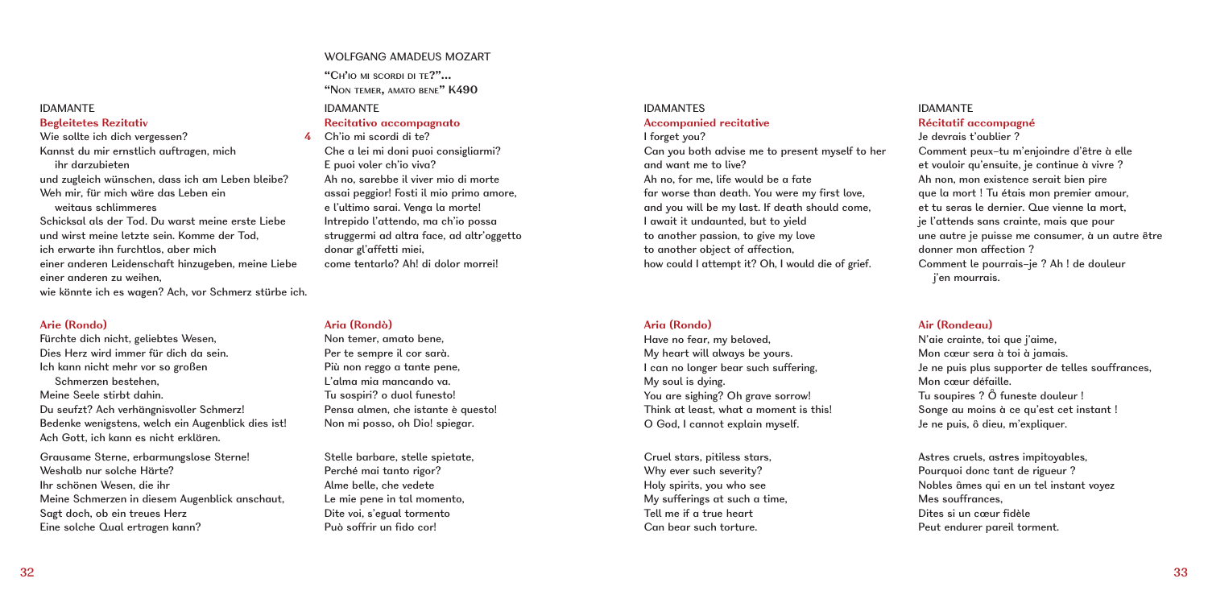## WOLFGANG AMADEUS MOZART

**"Ch'io mi scordi di te?"… "Non temer, amato bene" K490**

### IDAMANTE

**Begleitetes Rezitativ**

Wie sollte ich dich vergessen?
Kannst du mir ernstlich auftragen, mich
 ihr darzubieten
und zugleich wünschen, dass ich am Leben bleibe?
Weh mir, für mich wäre das Leben ein
 weitaus schlimmeres
Schicksal als der Tod. Du warst meine erste Liebe
und wirst meine letzte sein. Komme der Tod,
ich erwarte ihn furchtlos, aber mich
einer anderen Leidenschaft hinzugeben, meine Liebe
einer anderen zu weihen,
wie könnte ich es wagen? Ach, vor Schmerz stürbe ich.

**Arie (Rondo)**

Fürchte dich nicht, geliebtes Wesen,
Dies Herz wird immer für dich da sein.
Ich kann nicht mehr vor so großen
 Schmerzen bestehen,
Meine Seele stirbt dahin.
Du seufzt? Ach verhängnisvoller Schmerz!
Bedenke wenigstens, welch ein Augenblick dies ist!
Ach Gott, ich kann es nicht erklären.

Grausame Sterne, erbarmungslose Sterne!
Weshalb nur solche Härte?
Ihr schönen Wesen, die ihr
Meine Schmerzen in diesem Augenblick anschaut,
Sagt doch, ob ein treues Herz
Eine solche Qual ertragen kann?

### IDAMANTE

**Recitativo accompagnato**

4 Ch'io mi scordi di te?
Che a lei mi doni puoi consigliarmi?
E puoi voler ch'io viva?
Ah no, sarebbe il viver mio di morte
assai peggior! Fosti il mio primo amore,
e l'ultimo sarai. Venga la morte!
Intrepido l'attendo, ma ch'io possa
struggermi ad altra face, ad altr'oggetto
donar gl'affetti miei,
come tentarlo? Ah! di dolor morrei!

**Aria (Rondò)**

Non temer, amato bene,
Per te sempre il cor sarà.
Più non reggo a tante pene,
L'alma mia mancando va.
Tu sospiri? o duol funesto!
Pensa almen, che istante è questo!
Non mi posso, oh Dio! spiegar.

Stelle barbare, stelle spietate,
Perché mai tanto rigor?
Alme belle, che vedete
Le mie pene in tal momento,
Dite voi, s'egual tormento
Può soffrir un fido cor!

### IDAMANTES

**Accompanied recitative**

I forget you?
Can you both advise me to present myself to her
and want me to live?
Ah no, for me, life would be a fate
far worse than death. You were my first love,
and you will be my last. If death should come,
I await it undaunted, but to yield
to another passion, to give my love
to another object of affection,
how could I attempt it? Oh, I would die of grief.

**Aria (Rondo)**

Have no fear, my beloved,
My heart will always be yours.
I can no longer bear such suffering,
My soul is dying.
You are sighing? Oh grave sorrow!
Think at least, what a moment is this!
O God, I cannot explain myself.

Cruel stars, pitiless stars,
Why ever such severity?
Holy spirits, you who see
My sufferings at such a time,
Tell me if a true heart
Can bear such torture.

### IDAMANTE

**Récitatif accompagné**

Je devrais t'oublier ?
Comment peux–tu m'enjoindre d'être à elle
et vouloir qu'ensuite, je continue à vivre ?
Ah non, mon existence serait bien pire
que la mort ! Tu étais mon premier amour,
et tu seras le dernier. Que vienne la mort,
je l'attends sans crainte, mais que pour
une autre je puisse me consumer, à un autre être
donner mon affection ?
Comment le pourrais–je ? Ah ! de douleur
 j'en mourrais.

**Air (Rondeau)**

N'aie crainte, toi que j'aime,
Mon cœur sera à toi à jamais.
Je ne puis plus supporter de telles souffrances,
Mon cœur défaille.
Tu soupires ? Ô funeste douleur !
Songe au moins à ce qu'est cet instant !
Je ne puis, ô dieu, m'expliquer.

Astres cruels, astres impitoyables,
Pourquoi donc tant de rigueur ?
Nobles âmes qui en un tel instant voyez
Mes souffrances,
Dites si un cœur fidèle
Peut endurer pareil torment.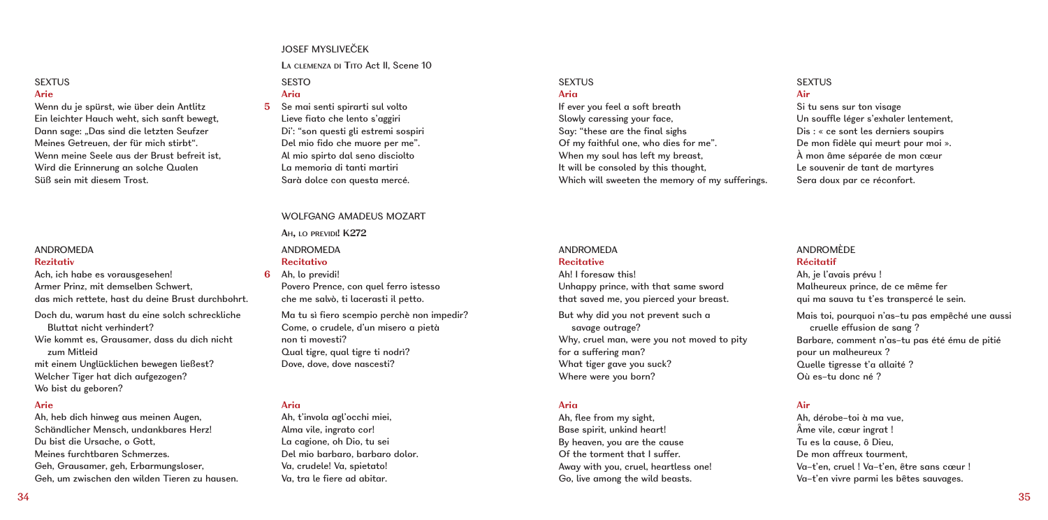JOSEF MYSLIVEČEK

La clemenza di Tito Act II, Scene 10

**SESTO**
**Aria**

5 Se mai senti spirarti sul volto
Lieve fiato che lento s'aggiri
Di': "son questi gli estremi sospiri
Del mio fido che muore per me".
Al mio spirto dal seno disciolto
La memoria di tanti martiri
Sarà dolce con questa mercé.

**SEXTUS**
**Aria**

If ever you feel a soft breath
Slowly caressing your face,
Say: "these are the final sighs
Of my faithful one, who dies for me".
When my soul has left my breast,
It will be consoled by this thought,
Which will sweeten the memory of my sufferings.

**SEXTUS**
**Arie**

Wenn du je spürst, wie über dein Antlitz
Ein leichter Hauch weht, sich sanft bewegt,
Dann sage: „Das sind die letzten Seufzer
Meines Getreuen, der für mich stirbt".
Wenn meine Seele aus der Brust befreit ist,
Wird die Erinnerung an solche Qualen
Süß sein mit diesem Trost.

**SEXTUS**
**Air**

Si tu sens sur ton visage
Un souffle léger s'exhaler lentement,
Dis : « ce sont les derniers soupirs
De mon fidèle qui meurt pour moi ».
À mon âme séparée de mon cœur
Le souvenir de tant de martyres
Sera doux par ce réconfort.

WOLFGANG AMADEUS MOZART

**Ah, lo previdi! K272**

**ANDROMEDA**
**Recitativo**

6 Ah, lo previdi!
Povero Prence, con quel ferro istesso
che me salvò, ti lacerasti il petto.

Ma tu sì fiero scempio perchè non impedir?
Come, o crudele, d'un misero a pietà
non ti movesti?
Qual tigre, qual tigre ti nodrì?
Dove, dove, dove nascesti?

**Aria**

Ah, t'invola agl'occhi miei,
Alma vile, ingrato cor!
La cagione, oh Dio, tu sei
Del mio barbaro, barbaro dolor.
Va, crudele! Va, spietato!
Va, tra le fiere ad abitar.

**ANDROMEDA**
**Recitative**

Ah! I foresaw this!
Unhappy prince, with that same sword
that saved me, you pierced your breast.

But why did you not prevent such a savage outrage?
Why, cruel man, were you not moved to pity
for a suffering man?
What tiger gave you suck?
Where were you born?

**Aria**

Ah, flee from my sight,
Base spirit, unkind heart!
By heaven, you are the cause
Of the torment that I suffer.
Away with you, cruel, heartless one!
Go, live among the wild beasts.

**ANDROMEDA**
**Rezitativ**

Ach, ich habe es vorausgesehen!
Armer Prinz, mit demselben Schwert,
das mich rettete, hast du deine Brust durchbohrt.

Doch du, warum hast du eine solch schreckliche Bluttat nicht verhindert?
Wie kommt es, Grausamer, dass du dich nicht zum Mitleid
mit einem Unglücklichen bewegen ließest?
Welcher Tiger hat dich aufgezogen?
Wo bist du geboren?

**Arie**

Ah, heb dich hinweg aus meinen Augen,
Schändlicher Mensch, undankbares Herz!
Du bist die Ursache, o Gott,
Meines furchtbaren Schmerzes.
Geh, Grausamer, geh, Erbarmungsloser,
Geh, um zwischen den wilden Tieren zu hausen.

**ANDROMÈDE**
**Récitatif**

Ah, je l'avais prévu !
Malheureux prince, de ce même fer
qui ma sauva tu t'es transpercé le sein.

Mais toi, pourquoi n'as-tu pas empêché une aussi cruelle effusion de sang ?
Barbare, comment n'as-tu pas été ému de pitié
pour un malheureux ?
Quelle tigresse t'a allaité ?
Où es-tu donc né ?

**Air**

Ah, dérobe-toi à ma vue,
Âme vile, cœur ingrat !
Tu es la cause, ô Dieu,
De mon affreux tourment,
Va-t'en, cruel ! Va-t'en, être sans cœur !
Va-t'en vivre parmi les bêtes sauvages.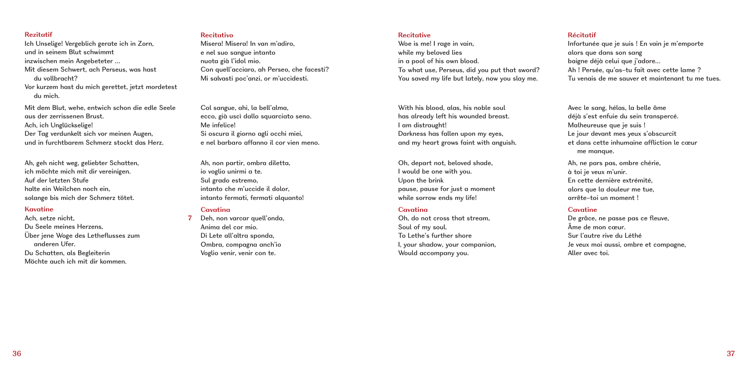### Rezitatif

Ich Unselige! Vergeblich gerate ich in Zorn,
und in seinem Blut schwimmt
inzwischen mein Angebeteter …
Mit diesem Schwert, ach Perseus, was hast
du vollbracht?
Vor kurzem hast du mich gerettet, jetzt mordetest
du mich.

Mit dem Blut, wehe, entwich schon die edle Seele
aus der zerrissenen Brust.
Ach, ich Unglückselige!
Der Tag verdunkelt sich vor meinen Augen,
und in furchtbarem Schmerz stockt das Herz.

Ah, geh nicht weg, geliebter Schatten,
ich möchte mich mit dir vereinigen.
Auf der letzten Stufe
halte ein Weilchen noch ein,
solange bis mich der Schmerz tötet.

### Kavatine

Ach, setze nicht,
Du Seele meines Herzens,
Über jene Woge des Letheflusses zum
anderen Ufer.
Du Schatten, als Begleiterin
Möchte auch ich mit dir kommen.

### Recitativo

Misera! Misera! In van m'adiro,
e nel suo sangue intanto
nuota già l'idol mio.
Con quell'acciaro, ah Perseo, che facesti?
Mi salvasti poc'anzi, or m'uccidesti.

Col sangue, ahi, la bell'alma,
ecco, già uscì dallo squarciato seno.
Me infelice!
Si oscura il giorno agli occhi miei,
e nel barbaro affanno il cor vien meno.

Ah, non partir, ombra diletta,
io voglio unirmi a te.
Sul grado estremo,
intanto che m'uccide il dolor,
intanto fermati, fermati alquanto!

### Cavatina

7 Deh, non varcar quell'onda,
Anima del cor mio.
Di Lete all'altra sponda,
Ombra, compagna anch'io
Voglio venir, venir con te.

### Recitative

Woe is me! I rage in vain,
while my beloved lies
in a pool of his own blood.
To what use, Perseus, did you put that sword?
You saved my life but lately, now you slay me.

With his blood, alas, his noble soul
has already left his wounded breast.
I am distraught!
Darkness has fallen upon my eyes,
and my heart grows faint with anguish.

Oh, depart not, beloved shade,
I would be one with you.
Upon the brink
pause, pause for just a moment
while sorrow ends my life!

### Cavatina

Oh, do not cross that stream,
Soul of my soul.
To Lethe's further shore
I, your shadow, your companion,
Would accompany you.

### Récitatif

Infortunée que je suis ! En vain je m'emporte
alors que dans son sang
baigne déjà celui que j'adore…
Ah ! Persée, qu'as-tu fait avec cette lame ?
Tu venais de me sauver et maintenant tu me tues.

Avec le sang, hélas, la belle âme
déjà s'est enfuie du sein transpercé.
Malheureuse que je suis !
Le jour devant mes yeux s'obscurcit
et dans cette inhumaine affliction le cœur
me manque.

Ah, ne pars pas, ombre chérie,
à toi je veux m'unir.
En cette dernière extrémité,
alors que la douleur me tue,
arrête-toi un moment !

### Cavatine

De grâce, ne passe pas ce fleuve,
Âme de mon cœur.
Sur l'autre rive du Léthé
Je veux moi aussi, ombre et compagne,
Aller avec toi.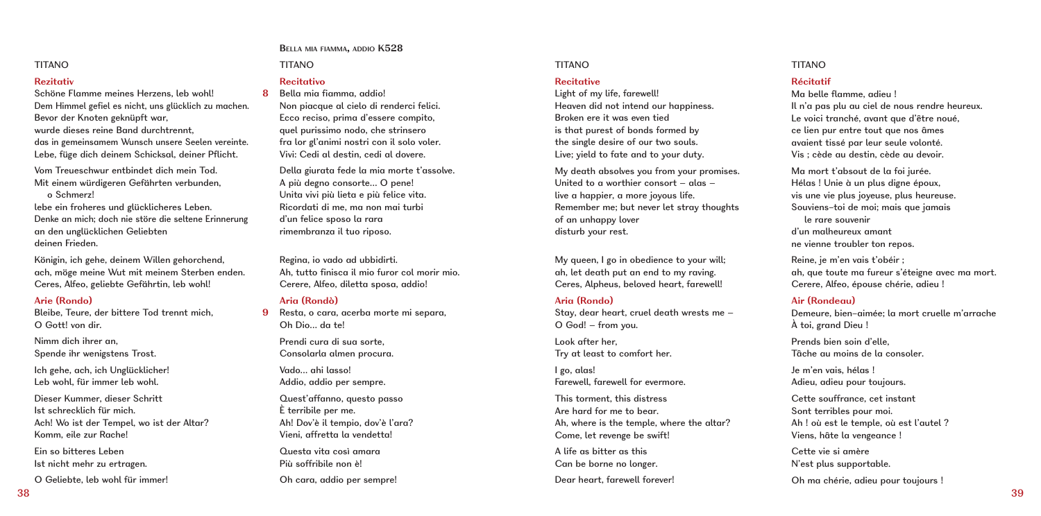TITANO

**Rezitativ**

Schöne Flamme meines Herzens, leb wohl!
Dem Himmel gefiel es nicht, uns glücklich zu machen.
Bevor der Knoten geknüpft war,
wurde dieses reine Band durchtrennt,
das in gemeinsamem Wunsch unsere Seelen vereinte.
Lebe, füge dich deinem Schicksal, deiner Pflicht.

Vom Treueschwur entbindet dich mein Tod.
Mit einem würdigeren Gefährten verbunden,
o Schmerz!
lebe ein froheres und glücklicheres Leben.
Denke an mich; doch nie störe die seltene Erinnerung
an den unglücklichen Geliebten
deinen Frieden.

Königin, ich gehe, deinem Willen gehorchend,
ach, möge meine Wut mit meinem Sterben enden.
Ceres, Alfeo, geliebte Gefährtin, leb wohl!

**Arie (Rondo)**

Bleibe, Teure, der bittere Tod trennt mich,
O Gott! von dir.

Nimm dich ihrer an,
Spende ihr wenigstens Trost.

Ich gehe, ach, ich Unglücklicher!
Leb wohl, für immer leb wohl.

Dieser Kummer, dieser Schritt
Ist schrecklich für mich.
Ach! Wo ist der Tempel, wo ist der Altar?
Komm, eile zur Rache!

Ein so bitteres Leben
Ist nicht mehr zu ertragen.

O Geliebte, leb wohl für immer!

## Bella mia fiamma, addio K528

TITANO

**Recitativo**

8 Bella mia fiamma, addio!
Non piacque al cielo di renderci felici.
Ecco reciso, prima d'essere compito,
quel purissimo nodo, che strinsero
fra lor gl'animi nostri con il solo voler.
Vivi: Cedi al destin, cedi al dovere.

Della giurata fede la mia morte t'assolve.
A più degno consorte... O pene!
Unita vivi più lieta e più felice vita.
Ricordati di me, ma non mai turbi
d'un felice sposo la rara
rimembranza il tuo riposo.

Regina, io vado ad ubbidirti.
Ah, tutto finisca il mio furor col morir mio.
Cerere, Alfeo, diletta sposa, addio!

**Aria (Rondò)**

9 Resta, o cara, acerba morte mi separa,
Oh Dio... da te!

Prendi cura di sua sorte,
Consolarla almen procura.

Vado... ahi lasso!
Addio, addio per sempre.

Quest'affanno, questo passo
È terribile per me.
Ah! Dov'è il tempio, dov'è l'ara?
Vieni, affretta la vendetta!

Questa vita così amara
Più soffribile non è!

Oh cara, addio per sempre!

TITANO

**Recitative**

Light of my life, farewell!
Heaven did not intend our happiness.
Broken ere it was even tied
is that purest of bonds formed by
the single desire of our two souls.
Live; yield to fate and to your duty.

My death absolves you from your promises.
United to a worthier consort – alas –
live a happier, a more joyous life.
Remember me; but never let stray thoughts
of an unhappy lover
disturb your rest.

My queen, I go in obedience to your will;
ah, let death put an end to my raving.
Ceres, Alpheus, beloved heart, farewell!

**Aria (Rondo)**

Stay, dear heart, cruel death wrests me –
O God! – from you.

Look after her,
Try at least to comfort her.

I go, alas!
Farewell, farewell for evermore.

This torment, this distress
Are hard for me to bear.
Ah, where is the temple, where the altar?
Come, let revenge be swift!

A life as bitter as this
Can be borne no longer.

Dear heart, farewell forever!

TITANO

**Récitatif**

Ma belle flamme, adieu !
Il n'a pas plu au ciel de nous rendre heureux.
Le voici tranché, avant que d'être noué,
ce lien pur entre tout que nos âmes
avaient tissé par leur seule volonté.
Vis ; cède au destin, cède au devoir.

Ma mort t'absout de la foi jurée.
Hélas ! Unie à un plus digne époux,
vis une vie plus joyeuse, plus heureuse.
Souviens-toi de moi; mais que jamais
le rare souvenir
d'un malheureux amant
ne vienne troubler ton repos.

Reine, je m'en vais t'obéir ;
ah, que toute ma fureur s'éteigne avec ma mort.
Cerere, Alfeo, épouse chérie, adieu !

**Air (Rondeau)**

Demeure, bien-aimée; la mort cruelle m'arrache
À toi, grand Dieu !

Prends bien soin d'elle,
Tâche au moins de la consoler.

Je m'en vais, hélas !
Adieu, adieu pour toujours.

Cette souffrance, cet instant
Sont terribles pour moi.
Ah ! où est le temple, où est l'autel ?
Viens, hâte la vengeance !

Cette vie si amère
N'est plus supportable.

Oh ma chérie, adieu pour toujours !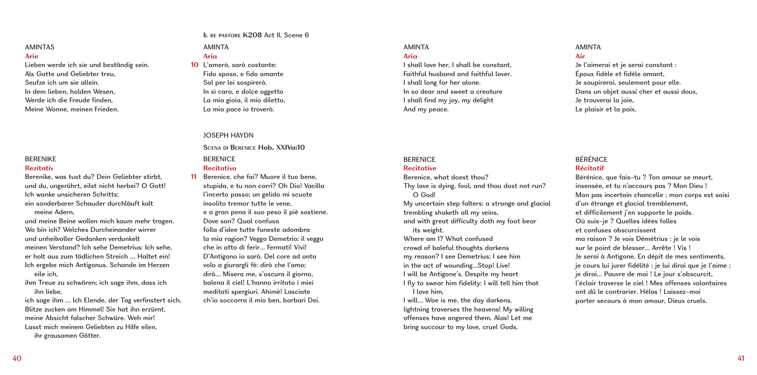AMINTAS

**Arie**

Lieben werde ich sie und beständig sein.
Als Gatte und Geliebter treu,
Seufze ich um sie allein.
In dem lieben, holden Wesen,
Werde ich die Freude finden,
Meine Wonne, meinen Frieden.

BERENIKE

**Rezitativ**

Berenike, was tust du? Dein Geliebter stirbt,
und du, ungerührt, eilst nicht herbei? O Gott!
Ich wanke unsicheren Schritts;
ein sonderbarer Schauder durchläuft kalt meine Adern,
und meine Beine wollen mich kaum mehr tragen.
Wo bin ich? Welches Durcheinander wirrer
und unheilvoller Gedanken verdunkelt
meinen Verstand? Ich sehe Demetrius: Ich sehe,
er holt aus zum tödlichen Streich … Haltet ein!
Ich ergebe mich Antigonus. Schande im Herzen eile ich,
ihm Treue zu schwören; ich sage ihm, dass ich ihn liebe,
ich sage ihm … Ich Elende, der Tag verfinstert sich,
Blitze zucken am Himmel! Sie hat ihn erzürnt,
meine Absicht falscher Schwüre. Weh mir!
Lasst mich meinem Geliebten zu Hilfe eilen,
ihr grausamen Götter.

IL RE PASTORE K208 Act II, Scene 6

AMINTA

**Aria**

10 L'amerò, sarò costante:
Fido sposo, e fido amante
Sol per lei sospirerò.
In sì caro, e dolce oggetto
La mia gioia, il mio diletto,
La mia pace io troverò.

JOSEPH HAYDN

SCENA DI BERENICE Hob. XXIVa:10

BERENICE

**Recitativo**

11 Berenice, che fai? Muore il tuo bene,
stupida, e tu non corri? Oh Dio! Vacilla
l'incerto passo; un gelido mi scuote
insolito tremor tutte le vene,
e a gran pena il suo peso il piè sostiene.
Dove son? Qual confusa
folla d'idee tutte funeste adombra
la mia ragion? Veggo Demetrio: il veggo
che in atto di ferir… Fermati! Vivi!
D'Antigono io sarò. Del core ad onta
volo a giurargli fè: dirò che l'amo;
dirò… Misera me, s'oscura il giorno,
balena il ciel! L'hanno irritato i miei
meditati spergiuri. Ahimè! Lasciate
ch'io soccorra il mio ben, barbari Dei.

AMINTA

**Aria**

I shall love her, I shall be constant,
Faithful husband and faithful lover.
I shall long for her alone.
In so dear and sweet a creature
I shall find my joy, my delight
And my peace.

BERENICE

**Recitative**

Berenice, what doest thou?
Thy love is dying, fool, and thou dost not run? O God!
My uncertain step falters: a strange and glacial
trembling shaketh all my veins,
and with great difficulty doth my foot bear its weight.
Where am I? What confused
crowd of baleful thoughts darkens
my reason? I see Demetrius: I see him
in the act of wounding…Stop! Live!
I will be Antigone's. Despite my heart
I fly to swear him fidelity: I will tell him that I love him,
I will… Woe is me, the day darkens,
lightning traverses the heavens! My willing
offenses have angered them. Alas! Let me
bring succour to my love, cruel Gods.

AMINTA

**Air**

Je l'aimerai et je serai constant :
Époux fidèle et fidèle amant,
Je soupirerai, seulement pour elle.
Dans un objet aussi cher et aussi doux,
Je trouverai la joie,
Le plaisir et la paix.

BÉRÉNICE

**Récitatif**

Bérénice, que fais-tu ? Ton amour se meurt,
insensée, et tu n'accours pas ? Mon Dieu !
Mon pas incertain chancelle ; mon corps est saisi
d'un étrange et glacial tremblement,
et difficilement j'en supporte le poids.
Où suis-je ? Quelles idées folles
et confuses obscurcissent
ma raison ? Je vois Démétrius : je le vois
sur le point de blesser… Arrête ! Vis !
Je serai à Antigone. En dépit de mes sentiments,
je cours lui jurer fidélité ; je lui dirai que je l'aime ;
je dirai… Pauvre de moi ! Le jour s'obscurcit,
l'éclair traverse le ciel ! Mes offenses volontaires
ont dû le contrarier. Hélas ! Laissez-moi
porter secours à mon amour, Dieux cruels.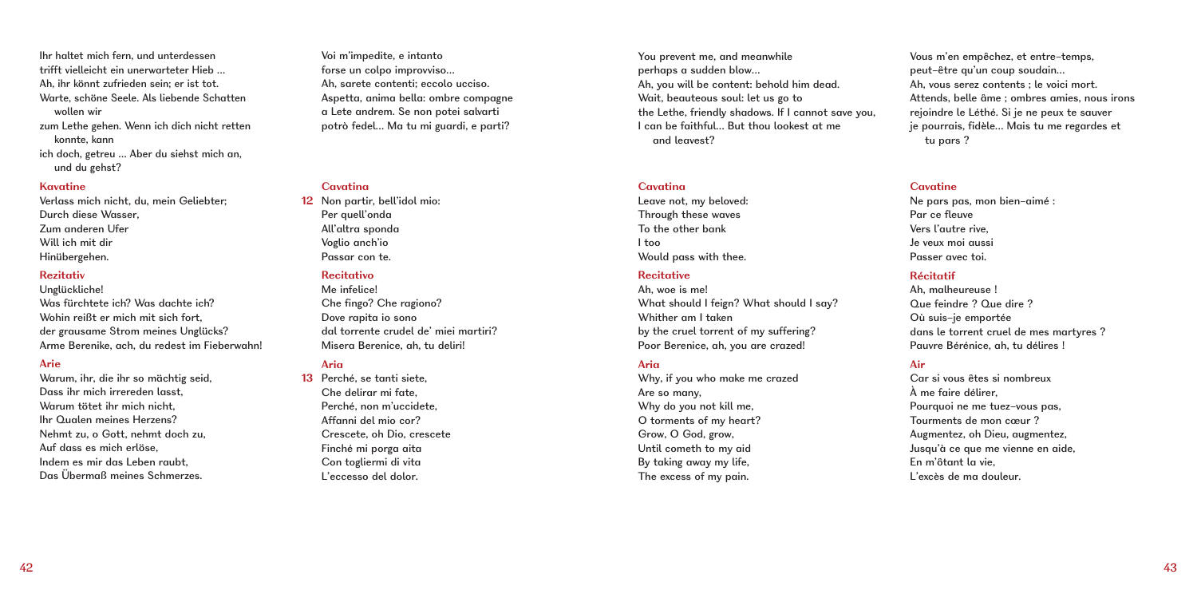Ihr haltet mich fern, und unterdessen
trifft vielleicht ein unerwarteter Hieb …
Ah, ihr könnt zufrieden sein; er ist tot.
Warte, schöne Seele. Als liebende Schatten wollen wir
zum Lethe gehen. Wenn ich dich nicht retten konnte, kann
ich doch, getreu … Aber du siehst mich an, und du gehst?

**Kavatine**

Verlass mich nicht, du, mein Geliebter;
Durch diese Wasser,
Zum anderen Ufer
Will ich mit dir
Hinübergehen.

**Rezitativ**

Unglückliche!
Was fürchtete ich? Was dachte ich?
Wohin reißt er mich mit sich fort,
der grausame Strom meines Unglücks?
Arme Berenike, ach, du redest im Fieberwahn!

**Arie**

Warum, ihr, die ihr so mächtig seid,
Dass ihr mich irrereden lasst,
Warum tötet ihr mich nicht,
Ihr Qualen meines Herzens?
Nehmt zu, o Gott, nehmt doch zu,
Auf dass es mich erlöse,
Indem es mir das Leben raubt,
Das Übermaß meines Schmerzes.

Voi m'impedite, e intanto
forse un colpo improvviso…
Ah, sarete contenti; eccolo ucciso.
Aspetta, anima bella: ombre compagne
a Lete andrem. Se non potei salvarti
potrò fedel… Ma tu mi guardi, e parti?

**Cavatina**

**12** Non partir, bell'idol mio:
Per quell'onda
All'altra sponda
Voglio anch'io
Passar con te.

**Recitativo**

Me infelice!
Che fingo? Che ragiono?
Dove rapita io sono
dal torrente crudel de' miei martiri?
Misera Berenice, ah, tu deliri!

**Aria**

**13** Perché, se tanti siete,
Che delirar mi fate,
Perché, non m'uccidete,
Affanni del mio cor?
Crescete, oh Dio, crescete
Finché mi porga aita
Con togliermi di vita
L'eccesso del dolor.

You prevent me, and meanwhile
perhaps a sudden blow…
Ah, you will be content: behold him dead.
Wait, beauteous soul: let us go to
the Lethe, friendly shadows. If I cannot save you,
I can be faithful… But thou lookest at me and leavest?

**Cavatina**

Leave not, my beloved:
Through these waves
To the other bank
I too
Would pass with thee.

**Recitative**

Ah, woe is me!
What should I feign? What should I say?
Whither am I taken
by the cruel torrent of my suffering?
Poor Berenice, ah, you are crazed!

**Aria**

Why, if you who make me crazed
Are so many,
Why do you not kill me,
O torments of my heart?
Grow, O God, grow,
Until cometh to my aid
By taking away my life,
The excess of my pain.

Vous m'en empêchez, et entre-temps,
peut-être qu'un coup soudain…
Ah, vous serez contents ; le voici mort.
Attends, belle âme ; ombres amies, nous irons
rejoindre le Léthé. Si je ne peux te sauver
je pourrais, fidèle… Mais tu me regardes et tu pars ?

**Cavatine**

Ne pars pas, mon bien-aimé :
Par ce fleuve
Vers l'autre rive,
Je veux moi aussi
Passer avec toi.

**Récitatif**

Ah, malheureuse !
Que feindre ? Que dire ?
Où suis-je emportée
dans le torrent cruel de mes martyres ?
Pauvre Bérénice, ah, tu délires !

**Air**

Car si vous êtes si nombreux
À me faire délirer,
Pourquoi ne me tuez-vous pas,
Tourments de mon cœur ?
Augmentez, oh Dieu, augmentez,
Jusqu'à ce que me vienne en aide,
En m'ôtant la vie,
L'excès de ma douleur.